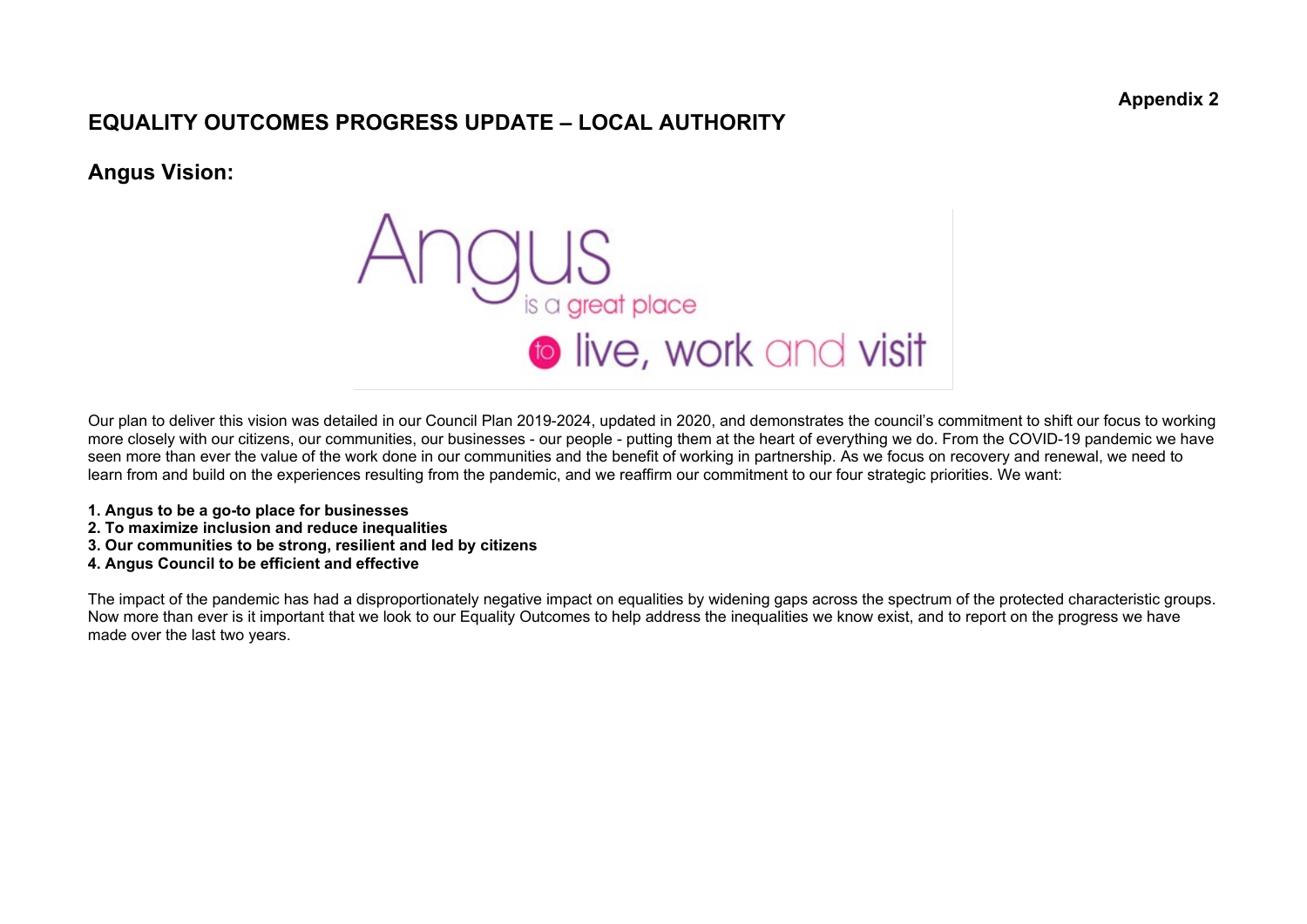Appendix 2

# EQUALITY OUTCOMES PROGRESS UPDATE – LOCAL AUTHORITY

## Angus Vision:

Angus is a great place to live, work and visit

Our plan to deliver this vision was detailed in our Council Plan 2019-2024, updated in 2020, and demonstrates the council's commitment to shift our focus to working more closely with our citizens, our communities, our businesses - our people - putting them at the heart of everything we do. From the COVID-19 pandemic we have seen more than ever the value of the work done in our communities and the benefit of working in partnership. As we focus on recovery and renewal, we need to learn from and build on the experiences resulting from the pandemic, and we reaffirm our commitment to our four strategic priorities. We want:

**1. Angus to be a go-to place for businesses**
**2. To maximize inclusion and reduce inequalities**
**3. Our communities to be strong, resilient and led by citizens**
**4. Angus Council to be efficient and effective**

The impact of the pandemic has had a disproportionately negative impact on equalities by widening gaps across the spectrum of the protected characteristic groups. Now more than ever is it important that we look to our Equality Outcomes to help address the inequalities we know exist, and to report on the progress we have made over the last two years.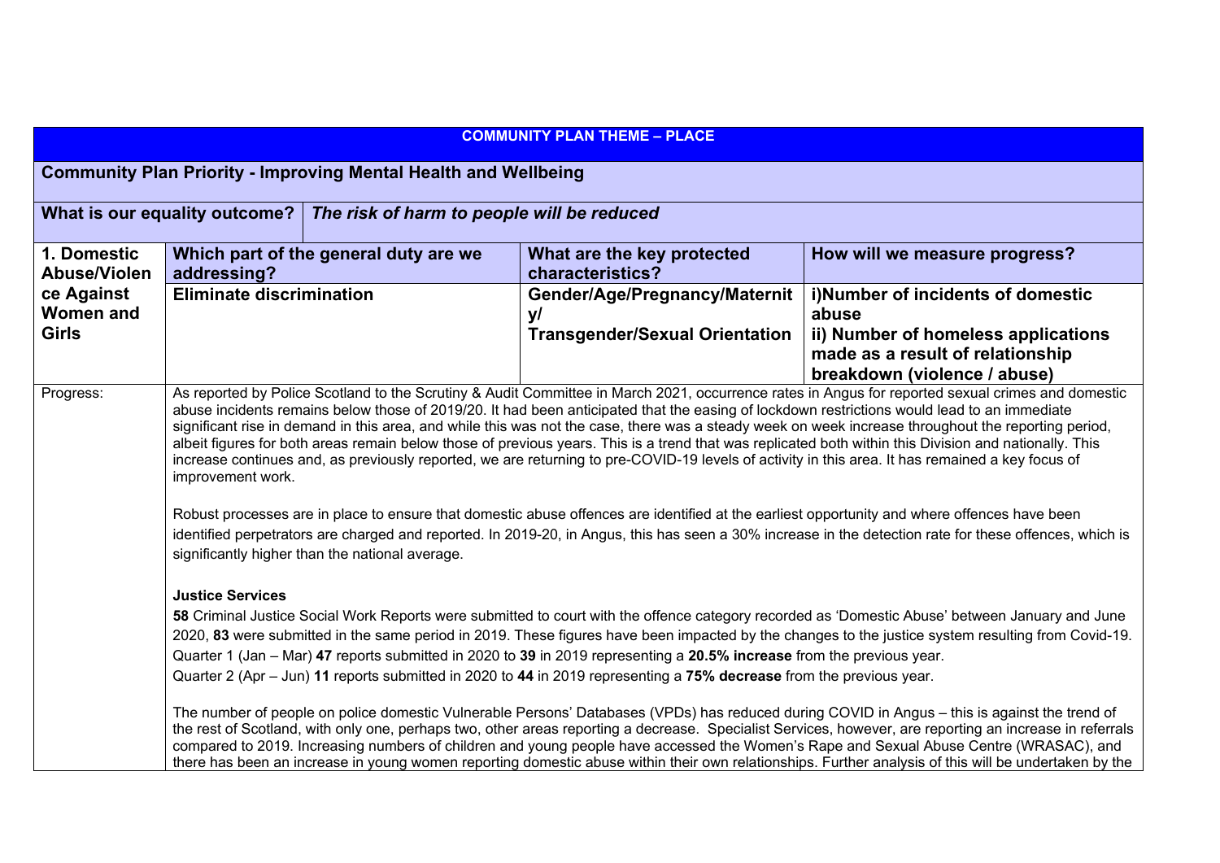| COMMUNITY PLAN THEME – PLACE | | | |
|---|---|---|---|
| **Community Plan Priority - Improving Mental Health and Wellbeing** | | | |
| **What is our equality outcome?** | ***The risk of harm to people will be reduced*** | | |
| **1. Domestic Abuse/Violence Against Women and Girls** | **Which part of the general duty are we addressing?** | **What are the key protected characteristics?** | **How will we measure progress?** |
| | **Eliminate discrimination** | **Gender/Age/Pregnancy/Maternity/ Transgender/Sexual Orientation** | **i)Number of incidents of domestic abuse<br>ii) Number of homeless applications made as a result of relationship breakdown (violence / abuse)** |
| Progress: | As reported by Police Scotland to the Scrutiny & Audit Committee in March 2021, occurrence rates in Angus for reported sexual crimes and domestic abuse incidents remains below those of 2019/20. It had been anticipated that the easing of lockdown restrictions would lead to an immediate significant rise in demand in this area, and while this was not the case, there was a steady week on week increase throughout the reporting period, albeit figures for both areas remain below those of previous years. This is a trend that was replicated both within this Division and nationally. This increase continues and, as previously reported, we are returning to pre-COVID-19 levels of activity in this area. It has remained a key focus of improvement work.<br><br>Robust processes are in place to ensure that domestic abuse offences are identified at the earliest opportunity and where offences have been identified perpetrators are charged and reported. In 2019-20, in Angus, this has seen a 30% increase in the detection rate for these offences, which is significantly higher than the national average.<br><br>**Justice Services**<br>**58** Criminal Justice Social Work Reports were submitted to court with the offence category recorded as 'Domestic Abuse' between January and June 2020, **83** were submitted in the same period in 2019. These figures have been impacted by the changes to the justice system resulting from Covid-19.<br>Quarter 1 (Jan – Mar) **47** reports submitted in 2020 to **39** in 2019 representing a **20.5% increase** from the previous year.<br>Quarter 2 (Apr – Jun) **11** reports submitted in 2020 to **44** in 2019 representing a **75% decrease** from the previous year.<br><br>The number of people on police domestic Vulnerable Persons' Databases (VPDs) has reduced during COVID in Angus – this is against the trend of the rest of Scotland, with only one, perhaps two, other areas reporting a decrease. Specialist Services, however, are reporting an increase in referrals compared to 2019. Increasing numbers of children and young people have accessed the Women's Rape and Sexual Abuse Centre (WRASAC), and there has been an increase in young women reporting domestic abuse within their own relationships. Further analysis of this will be undertaken by the | | |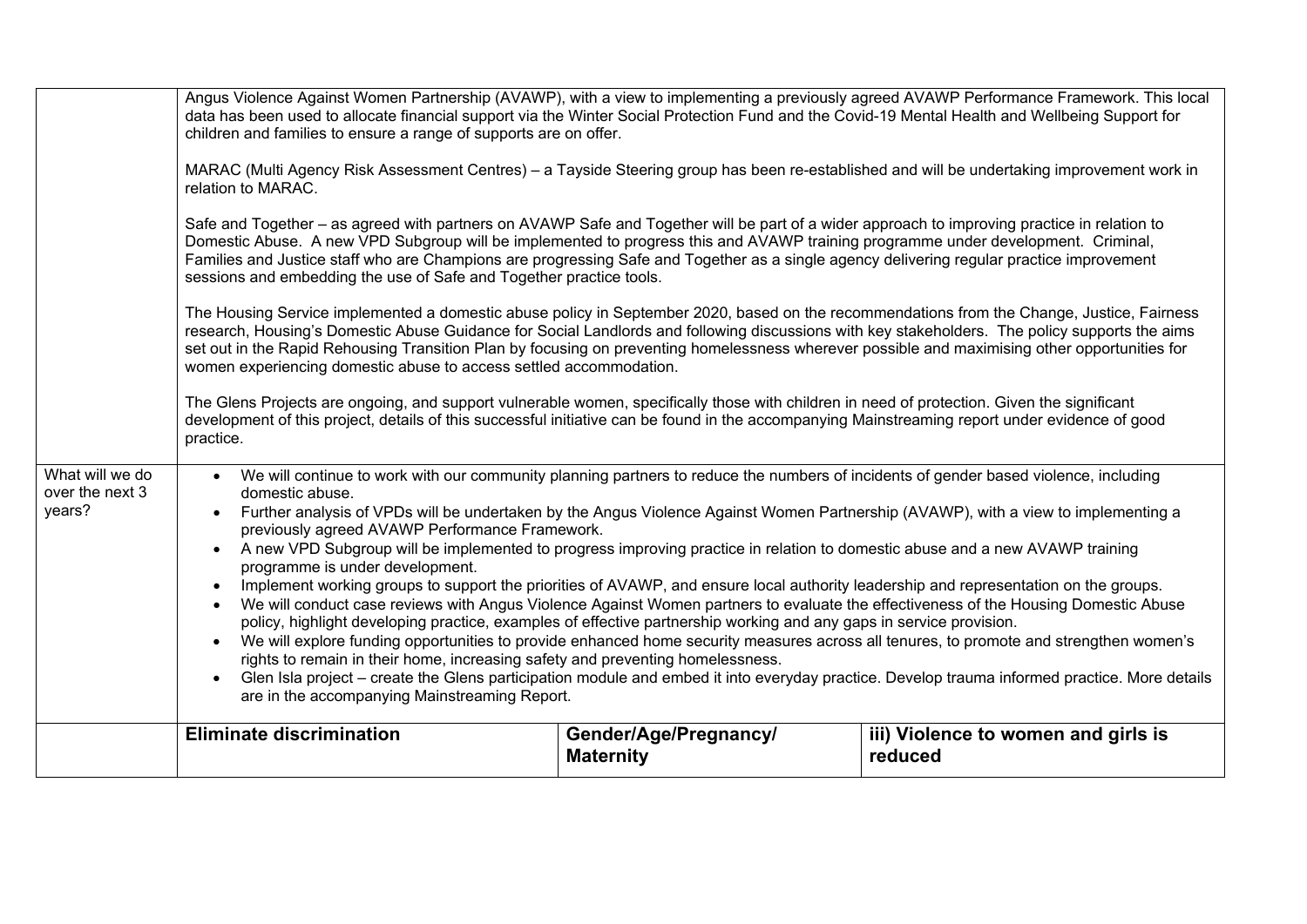| | | | |
|---|---|---|---|
| | Angus Violence Against Women Partnership (AVAWP), with a view to implementing a previously agreed AVAWP Performance Framework. This local data has been used to allocate financial support via the Winter Social Protection Fund and the Covid-19 Mental Health and Wellbeing Support for children and families to ensure a range of supports are on offer.<br><br>MARAC (Multi Agency Risk Assessment Centres) – a Tayside Steering group has been re-established and will be undertaking improvement work in relation to MARAC.<br><br>Safe and Together – as agreed with partners on AVAWP Safe and Together will be part of a wider approach to improving practice in relation to Domestic Abuse. A new VPD Subgroup will be implemented to progress this and AVAWP training programme under development. Criminal, Families and Justice staff who are Champions are progressing Safe and Together as a single agency delivering regular practice improvement sessions and embedding the use of Safe and Together practice tools.<br><br>The Housing Service implemented a domestic abuse policy in September 2020, based on the recommendations from the Change, Justice, Fairness research, Housing's Domestic Abuse Guidance for Social Landlords and following discussions with key stakeholders. The policy supports the aims set out in the Rapid Rehousing Transition Plan by focusing on preventing homelessness wherever possible and maximising other opportunities for women experiencing domestic abuse to access settled accommodation.<br><br>The Glens Projects are ongoing, and support vulnerable women, specifically those with children in need of protection. Given the significant development of this project, details of this successful initiative can be found in the accompanying Mainstreaming report under evidence of good practice. | | |
| What will we do over the next 3 years? | • We will continue to work with our community planning partners to reduce the numbers of incidents of gender based violence, including domestic abuse.<br>• Further analysis of VPDs will be undertaken by the Angus Violence Against Women Partnership (AVAWP), with a view to implementing a previously agreed AVAWP Performance Framework.<br>• A new VPD Subgroup will be implemented to progress improving practice in relation to domestic abuse and a new AVAWP training programme is under development.<br>• Implement working groups to support the priorities of AVAWP, and ensure local authority leadership and representation on the groups.<br>• We will conduct case reviews with Angus Violence Against Women partners to evaluate the effectiveness of the Housing Domestic Abuse policy, highlight developing practice, examples of effective partnership working and any gaps in service provision.<br>• We will explore funding opportunities to provide enhanced home security measures across all tenures, to promote and strengthen women's rights to remain in their home, increasing safety and preventing homelessness.<br>• Glen Isla project – create the Glens participation module and embed it into everyday practice. Develop trauma informed practice. More details are in the accompanying Mainstreaming Report. | | |
| | **Eliminate discrimination** | **Gender/Age/Pregnancy/ Maternity** | **iii) Violence to women and girls is reduced** |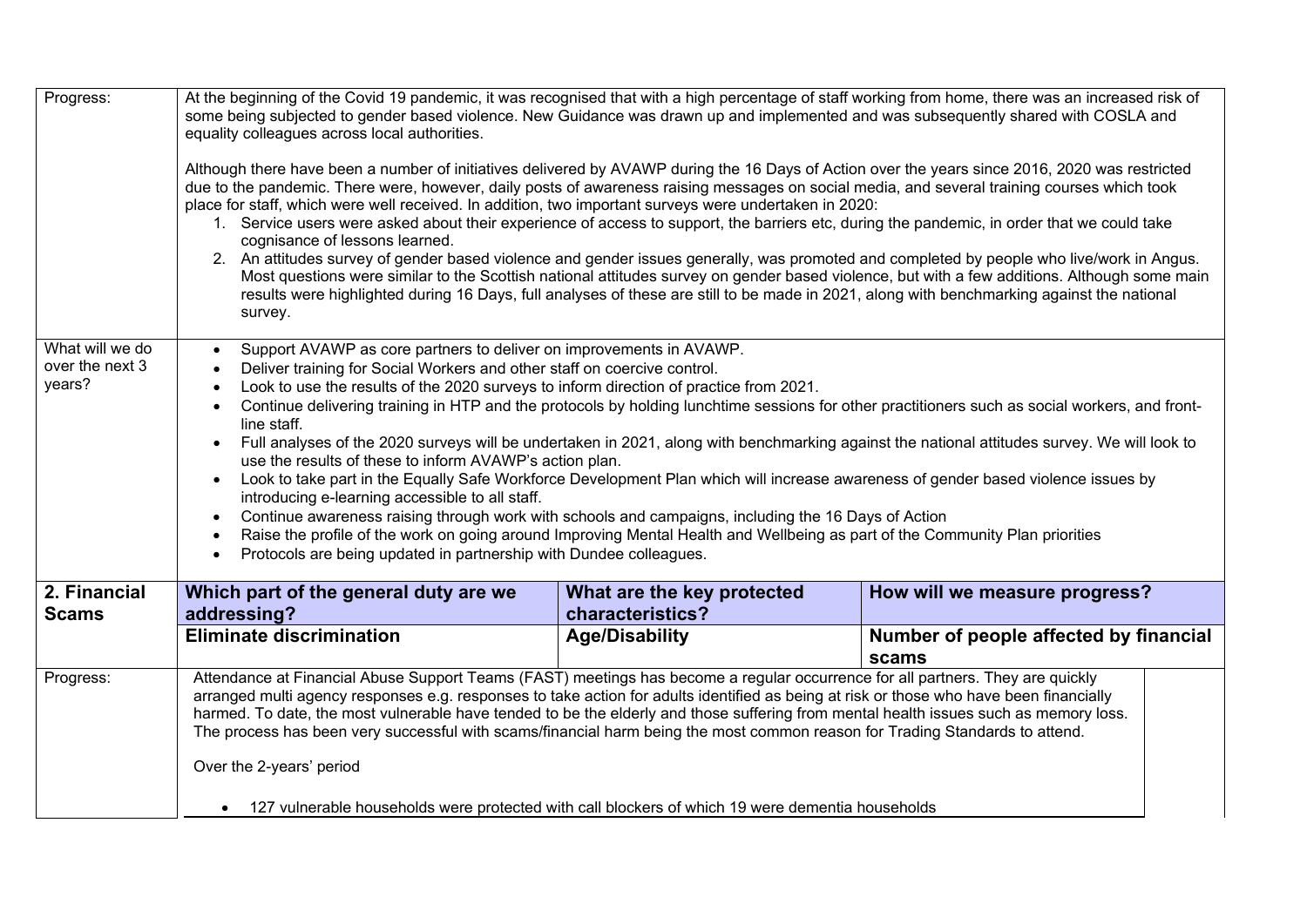| | | | |
|---|---|---|---|
| Progress: | At the beginning of the Covid 19 pandemic, it was recognised that with a high percentage of staff working from home, there was an increased risk of some being subjected to gender based violence. New Guidance was drawn up and implemented and was subsequently shared with COSLA and equality colleagues across local authorities.<br><br>Although there have been a number of initiatives delivered by AVAWP during the 16 Days of Action over the years since 2016, 2020 was restricted due to the pandemic. There were, however, daily posts of awareness raising messages on social media, and several training courses which took place for staff, which were well received. In addition, two important surveys were undertaken in 2020:<br>1. Service users were asked about their experience of access to support, the barriers etc, during the pandemic, in order that we could take cognisance of lessons learned.<br>2. An attitudes survey of gender based violence and gender issues generally, was promoted and completed by people who live/work in Angus. Most questions were similar to the Scottish national attitudes survey on gender based violence, but with a few additions. Although some main results were highlighted during 16 Days, full analyses of these are still to be made in 2021, along with benchmarking against the national survey. | | |
| What will we do over the next 3 years? | • Support AVAWP as core partners to deliver on improvements in AVAWP.<br>• Deliver training for Social Workers and other staff on coercive control.<br>• Look to use the results of the 2020 surveys to inform direction of practice from 2021.<br>• Continue delivering training in HTP and the protocols by holding lunchtime sessions for other practitioners such as social workers, and front-line staff.<br>• Full analyses of the 2020 surveys will be undertaken in 2021, along with benchmarking against the national attitudes survey. We will look to use the results of these to inform AVAWP's action plan.<br>• Look to take part in the Equally Safe Workforce Development Plan which will increase awareness of gender based violence issues by introducing e-learning accessible to all staff.<br>• Continue awareness raising through work with schools and campaigns, including the 16 Days of Action<br>• Raise the profile of the work on going around Improving Mental Health and Wellbeing as part of the Community Plan priorities<br>• Protocols are being updated in partnership with Dundee colleagues. | | |
| **2. Financial Scams** | **Which part of the general duty are we addressing?** | **What are the key protected characteristics?** | **How will we measure progress?** |
| | **Eliminate discrimination** | **Age/Disability** | **Number of people affected by financial scams** |
| Progress: | Attendance at Financial Abuse Support Teams (FAST) meetings has become a regular occurrence for all partners. They are quickly arranged multi agency responses e.g. responses to take action for adults identified as being at risk or those who have been financially harmed. To date, the most vulnerable have tended to be the elderly and those suffering from mental health issues such as memory loss. The process has been very successful with scams/financial harm being the most common reason for Trading Standards to attend.<br><br>Over the 2-years' period<br><br>• 127 vulnerable households were protected with call blockers of which 19 were dementia households | | |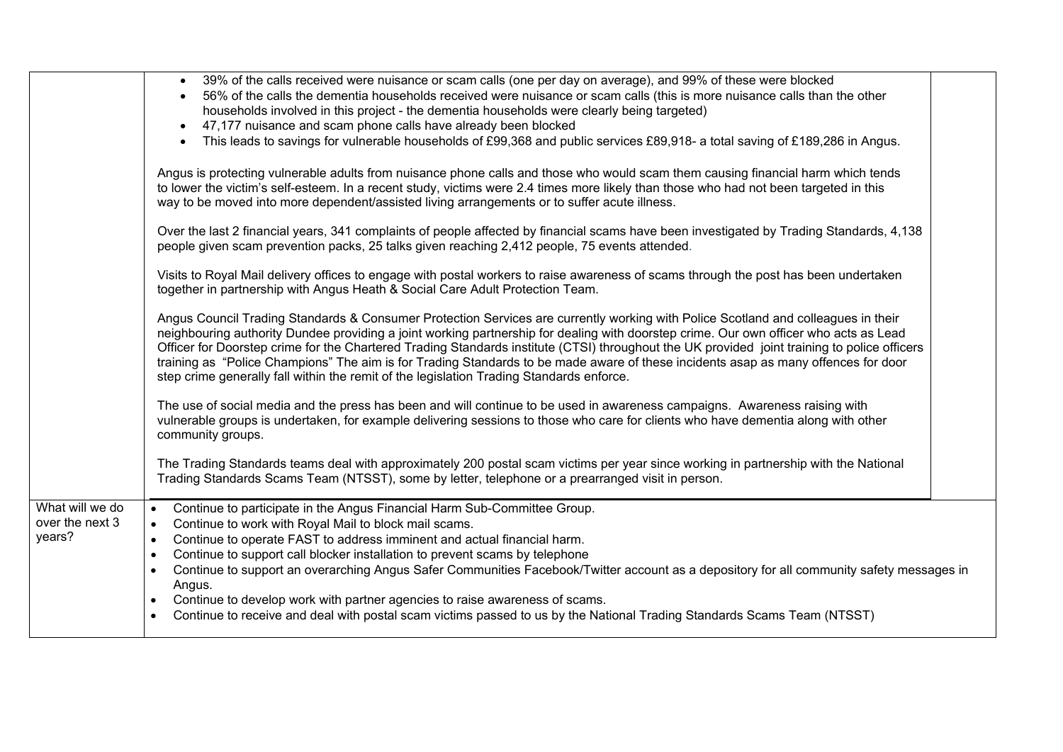| | |
|---|---|
| | • 39% of the calls received were nuisance or scam calls (one per day on average), and 99% of these were blocked<br>• 56% of the calls the dementia households received were nuisance or scam calls (this is more nuisance calls than the other households involved in this project - the dementia households were clearly being targeted)<br>• 47,177 nuisance and scam phone calls have already been blocked<br>• This leads to savings for vulnerable households of £99,368 and public services £89,918- a total saving of £189,286 in Angus.<br><br>Angus is protecting vulnerable adults from nuisance phone calls and those who would scam them causing financial harm which tends to lower the victim's self-esteem. In a recent study, victims were 2.4 times more likely than those who had not been targeted in this way to be moved into more dependent/assisted living arrangements or to suffer acute illness.<br><br>Over the last 2 financial years, 341 complaints of people affected by financial scams have been investigated by Trading Standards, 4,138 people given scam prevention packs, 25 talks given reaching 2,412 people, 75 events attended.<br><br>Visits to Royal Mail delivery offices to engage with postal workers to raise awareness of scams through the post has been undertaken together in partnership with Angus Heath & Social Care Adult Protection Team.<br><br>Angus Council Trading Standards & Consumer Protection Services are currently working with Police Scotland and colleagues in their neighbouring authority Dundee providing a joint working partnership for dealing with doorstep crime. Our own officer who acts as Lead Officer for Doorstep crime for the Chartered Trading Standards institute (CTSI) throughout the UK provided joint training to police officers training as "Police Champions" The aim is for Trading Standards to be made aware of these incidents asap as many offences for door step crime generally fall within the remit of the legislation Trading Standards enforce.<br><br>The use of social media and the press has been and will continue to be used in awareness campaigns. Awareness raising with vulnerable groups is undertaken, for example delivering sessions to those who care for clients who have dementia along with other community groups.<br><br>The Trading Standards teams deal with approximately 200 postal scam victims per year since working in partnership with the National Trading Standards Scams Team (NTSST), some by letter, telephone or a prearranged visit in person. |
| What will we do over the next 3 years? | • Continue to participate in the Angus Financial Harm Sub-Committee Group.<br>• Continue to work with Royal Mail to block mail scams.<br>• Continue to operate FAST to address imminent and actual financial harm.<br>• Continue to support call blocker installation to prevent scams by telephone<br>• Continue to support an overarching Angus Safer Communities Facebook/Twitter account as a depository for all community safety messages in Angus.<br>• Continue to develop work with partner agencies to raise awareness of scams.<br>• Continue to receive and deal with postal scam victims passed to us by the National Trading Standards Scams Team (NTSST) |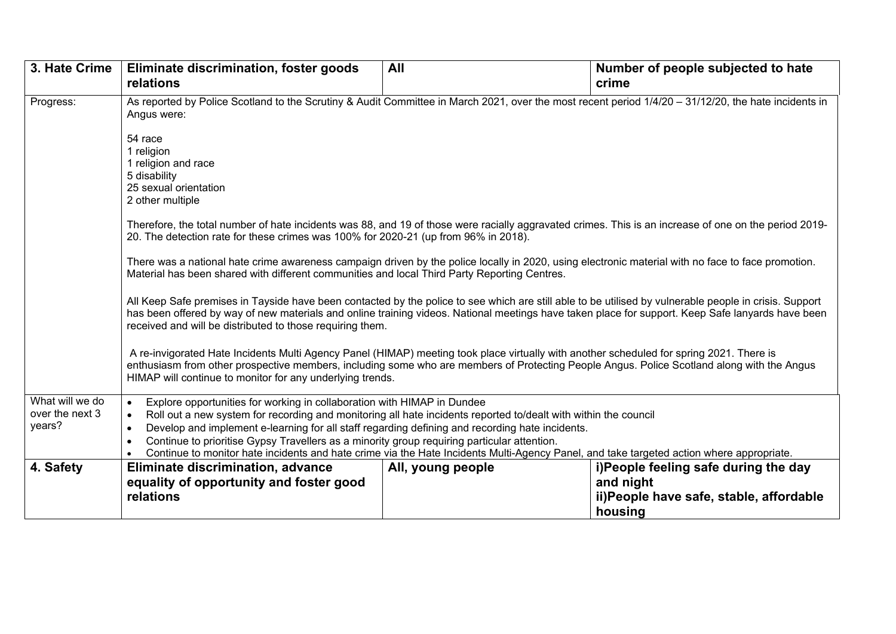| 3. Hate Crime | Eliminate discrimination, foster goods relations | All | Number of people subjected to hate crime |
|---|---|---|---|
| Progress: | As reported by Police Scotland to the Scrutiny & Audit Committee in March 2021, over the most recent period 1/4/20 – 31/12/20, the hate incidents in Angus were:<br><br>54 race<br>1 religion<br>1 religion and race<br>5 disability<br>25 sexual orientation<br>2 other multiple<br><br>Therefore, the total number of hate incidents was 88, and 19 of those were racially aggravated crimes. This is an increase of one on the period 2019-20. The detection rate for these crimes was 100% for 2020-21 (up from 96% in 2018).<br><br>There was a national hate crime awareness campaign driven by the police locally in 2020, using electronic material with no face to face promotion. Material has been shared with different communities and local Third Party Reporting Centres.<br><br>All Keep Safe premises in Tayside have been contacted by the police to see which are still able to be utilised by vulnerable people in crisis. Support has been offered by way of new materials and online training videos. National meetings have taken place for support. Keep Safe lanyards have been received and will be distributed to those requiring them.<br><br>A re-invigorated Hate Incidents Multi Agency Panel (HIMAP) meeting took place virtually with another scheduled for spring 2021. There is enthusiasm from other prospective members, including some who are members of Protecting People Angus. Police Scotland along with the Angus HIMAP will continue to monitor for any underlying trends. | | |
| What will we do over the next 3 years? | • Explore opportunities for working in collaboration with HIMAP in Dundee<br>• Roll out a new system for recording and monitoring all hate incidents reported to/dealt with within the council<br>• Develop and implement e-learning for all staff regarding defining and recording hate incidents.<br>• Continue to prioritise Gypsy Travellers as a minority group requiring particular attention.<br>• Continue to monitor hate incidents and hate crime via the Hate Incidents Multi-Agency Panel, and take targeted action where appropriate. | | |
| **4. Safety** | **Eliminate discrimination, advance equality of opportunity and foster good relations** | **All, young people** | **i)People feeling safe during the day and night**<br>**ii)People have safe, stable, affordable housing** |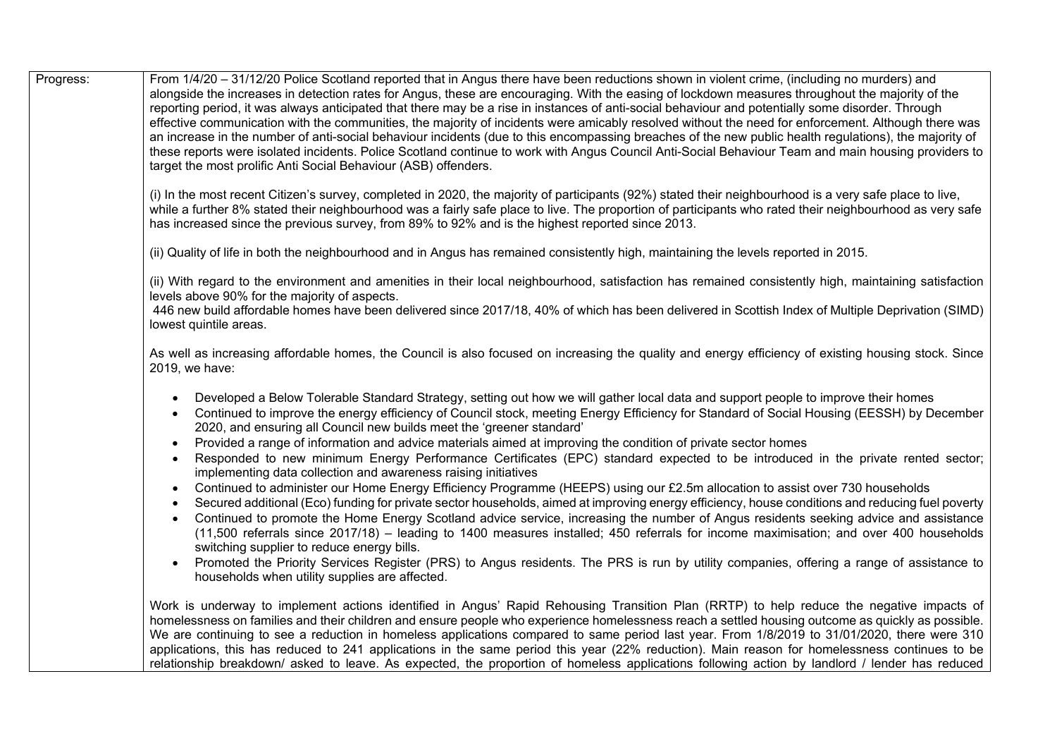| | |
|---|---|
| Progress: | From 1/4/20 – 31/12/20 Police Scotland reported that in Angus there have been reductions shown in violent crime, (including no murders) and alongside the increases in detection rates for Angus, these are encouraging. With the easing of lockdown measures throughout the majority of the reporting period, it was always anticipated that there may be a rise in instances of anti-social behaviour and potentially some disorder. Through effective communication with the communities, the majority of incidents were amicably resolved without the need for enforcement. Although there was an increase in the number of anti-social behaviour incidents (due to this encompassing breaches of the new public health regulations), the majority of these reports were isolated incidents. Police Scotland continue to work with Angus Council Anti-Social Behaviour Team and main housing providers to target the most prolific Anti Social Behaviour (ASB) offenders.<br><br>(i) In the most recent Citizen's survey, completed in 2020, the majority of participants (92%) stated their neighbourhood is a very safe place to live, while a further 8% stated their neighbourhood was a fairly safe place to live. The proportion of participants who rated their neighbourhood as very safe has increased since the previous survey, from 89% to 92% and is the highest reported since 2013.<br><br>(ii) Quality of life in both the neighbourhood and in Angus has remained consistently high, maintaining the levels reported in 2015.<br><br>(ii) With regard to the environment and amenities in their local neighbourhood, satisfaction has remained consistently high, maintaining satisfaction levels above 90% for the majority of aspects.<br>446 new build affordable homes have been delivered since 2017/18, 40% of which has been delivered in Scottish Index of Multiple Deprivation (SIMD) lowest quintile areas.<br><br>As well as increasing affordable homes, the Council is also focused on increasing the quality and energy efficiency of existing housing stock. Since 2019, we have:<br><br>• Developed a Below Tolerable Standard Strategy, setting out how we will gather local data and support people to improve their homes<br>• Continued to improve the energy efficiency of Council stock, meeting Energy Efficiency for Standard of Social Housing (EESSH) by December 2020, and ensuring all Council new builds meet the 'greener standard'<br>• Provided a range of information and advice materials aimed at improving the condition of private sector homes<br>• Responded to new minimum Energy Performance Certificates (EPC) standard expected to be introduced in the private rented sector; implementing data collection and awareness raising initiatives<br>• Continued to administer our Home Energy Efficiency Programme (HEEPS) using our £2.5m allocation to assist over 730 households<br>• Secured additional (Eco) funding for private sector households, aimed at improving energy efficiency, house conditions and reducing fuel poverty<br>• Continued to promote the Home Energy Scotland advice service, increasing the number of Angus residents seeking advice and assistance (11,500 referrals since 2017/18) – leading to 1400 measures installed; 450 referrals for income maximisation; and over 400 households switching supplier to reduce energy bills.<br>• Promoted the Priority Services Register (PRS) to Angus residents. The PRS is run by utility companies, offering a range of assistance to households when utility supplies are affected.<br><br>Work is underway to implement actions identified in Angus' Rapid Rehousing Transition Plan (RRTP) to help reduce the negative impacts of homelessness on families and their children and ensure people who experience homelessness reach a settled housing outcome as quickly as possible. We are continuing to see a reduction in homeless applications compared to same period last year. From 1/8/2019 to 31/01/2020, there were 310 applications, this has reduced to 241 applications in the same period this year (22% reduction). Main reason for homelessness continues to be relationship breakdown/ asked to leave. As expected, the proportion of homeless applications following action by landlord / lender has reduced |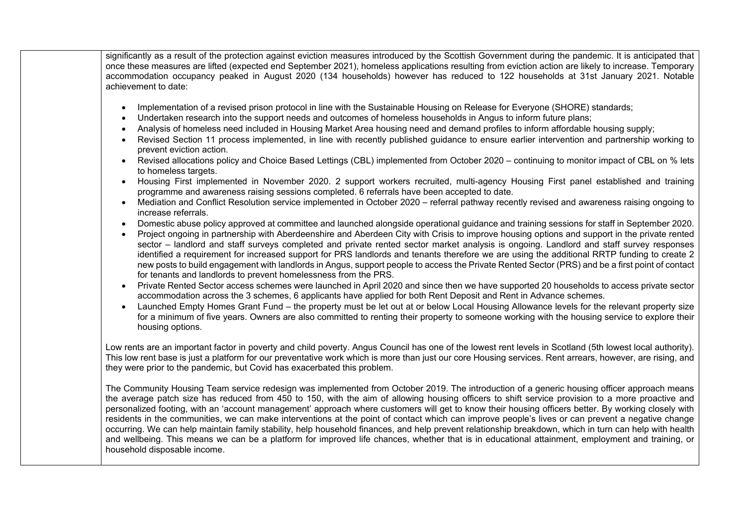significantly as a result of the protection against eviction measures introduced by the Scottish Government during the pandemic. It is anticipated that once these measures are lifted (expected end September 2021), homeless applications resulting from eviction action are likely to increase. Temporary accommodation occupancy peaked in August 2020 (134 households) however has reduced to 122 households at 31st January 2021. Notable achievement to date:

- Implementation of a revised prison protocol in line with the Sustainable Housing on Release for Everyone (SHORE) standards;
- Undertaken research into the support needs and outcomes of homeless households in Angus to inform future plans;
- Analysis of homeless need included in Housing Market Area housing need and demand profiles to inform affordable housing supply;
- Revised Section 11 process implemented, in line with recently published guidance to ensure earlier intervention and partnership working to prevent eviction action.
- Revised allocations policy and Choice Based Lettings (CBL) implemented from October 2020 – continuing to monitor impact of CBL on % lets to homeless targets.
- Housing First implemented in November 2020. 2 support workers recruited, multi-agency Housing First panel established and training programme and awareness raising sessions completed. 6 referrals have been accepted to date.
- Mediation and Conflict Resolution service implemented in October 2020 – referral pathway recently revised and awareness raising ongoing to increase referrals.
- Domestic abuse policy approved at committee and launched alongside operational guidance and training sessions for staff in September 2020.
- Project ongoing in partnership with Aberdeenshire and Aberdeen City with Crisis to improve housing options and support in the private rented sector – landlord and staff surveys completed and private rented sector market analysis is ongoing. Landlord and staff survey responses identified a requirement for increased support for PRS landlords and tenants therefore we are using the additional RRTP funding to create 2 new posts to build engagement with landlords in Angus, support people to access the Private Rented Sector (PRS) and be a first point of contact for tenants and landlords to prevent homelessness from the PRS.
- Private Rented Sector access schemes were launched in April 2020 and since then we have supported 20 households to access private sector accommodation across the 3 schemes, 6 applicants have applied for both Rent Deposit and Rent in Advance schemes.
- Launched Empty Homes Grant Fund – the property must be let out at or below Local Housing Allowance levels for the relevant property size for a minimum of five years. Owners are also committed to renting their property to someone working with the housing service to explore their housing options.

Low rents are an important factor in poverty and child poverty. Angus Council has one of the lowest rent levels in Scotland (5th lowest local authority). This low rent base is just a platform for our preventative work which is more than just our core Housing services. Rent arrears, however, are rising, and they were prior to the pandemic, but Covid has exacerbated this problem.

The Community Housing Team service redesign was implemented from October 2019. The introduction of a generic housing officer approach means the average patch size has reduced from 450 to 150, with the aim of allowing housing officers to shift service provision to a more proactive and personalized footing, with an 'account management' approach where customers will get to know their housing officers better. By working closely with residents in the communities, we can make interventions at the point of contact which can improve people's lives or can prevent a negative change occurring. We can help maintain family stability, help household finances, and help prevent relationship breakdown, which in turn can help with health and wellbeing. This means we can be a platform for improved life chances, whether that is in educational attainment, employment and training, or household disposable income.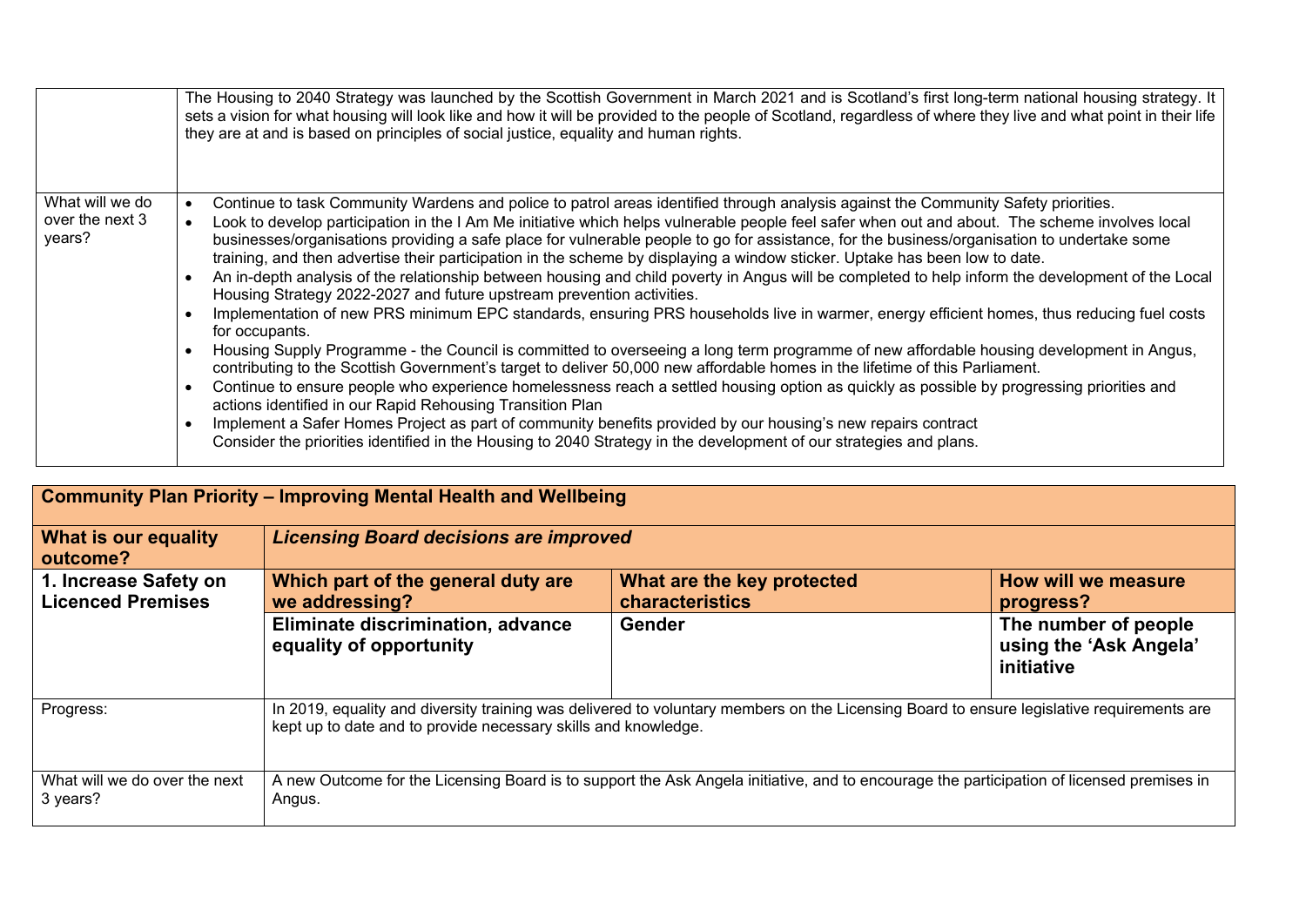| | |
|---|---|
| | The Housing to 2040 Strategy was launched by the Scottish Government in March 2021 and is Scotland's first long-term national housing strategy. It sets a vision for what housing will look like and how it will be provided to the people of Scotland, regardless of where they live and what point in their life they are at and is based on principles of social justice, equality and human rights. |
| What will we do over the next 3 years? | • Continue to task Community Wardens and police to patrol areas identified through analysis against the Community Safety priorities.<br>• Look to develop participation in the I Am Me initiative which helps vulnerable people feel safer when out and about. The scheme involves local businesses/organisations providing a safe place for vulnerable people to go for assistance, for the business/organisation to undertake some training, and then advertise their participation in the scheme by displaying a window sticker. Uptake has been low to date.<br>• An in-depth analysis of the relationship between housing and child poverty in Angus will be completed to help inform the development of the Local Housing Strategy 2022-2027 and future upstream prevention activities.<br>• Implementation of new PRS minimum EPC standards, ensuring PRS households live in warmer, energy efficient homes, thus reducing fuel costs for occupants.<br>• Housing Supply Programme - the Council is committed to overseeing a long term programme of new affordable housing development in Angus, contributing to the Scottish Government's target to deliver 50,000 new affordable homes in the lifetime of this Parliament.<br>• Continue to ensure people who experience homelessness reach a settled housing option as quickly as possible by progressing priorities and actions identified in our Rapid Rehousing Transition Plan<br>• Implement a Safer Homes Project as part of community benefits provided by our housing's new repairs contract<br>Consider the priorities identified in the Housing to 2040 Strategy in the development of our strategies and plans. |

| **Community Plan Priority – Improving Mental Health and Wellbeing** | | | |
|---|---|---|---|
| **What is our equality outcome?** | ***Licensing Board decisions are improved*** | | |
| **1. Increase Safety on Licenced Premises** | **Which part of the general duty are we addressing?** | **What are the key protected characteristics** | **How will we measure progress?** |
| | **Eliminate discrimination, advance equality of opportunity** | **Gender** | **The number of people using the 'Ask Angela' initiative** |
| Progress: | In 2019, equality and diversity training was delivered to voluntary members on the Licensing Board to ensure legislative requirements are kept up to date and to provide necessary skills and knowledge. | | |
| What will we do over the next 3 years? | A new Outcome for the Licensing Board is to support the Ask Angela initiative, and to encourage the participation of licensed premises in Angus. | | |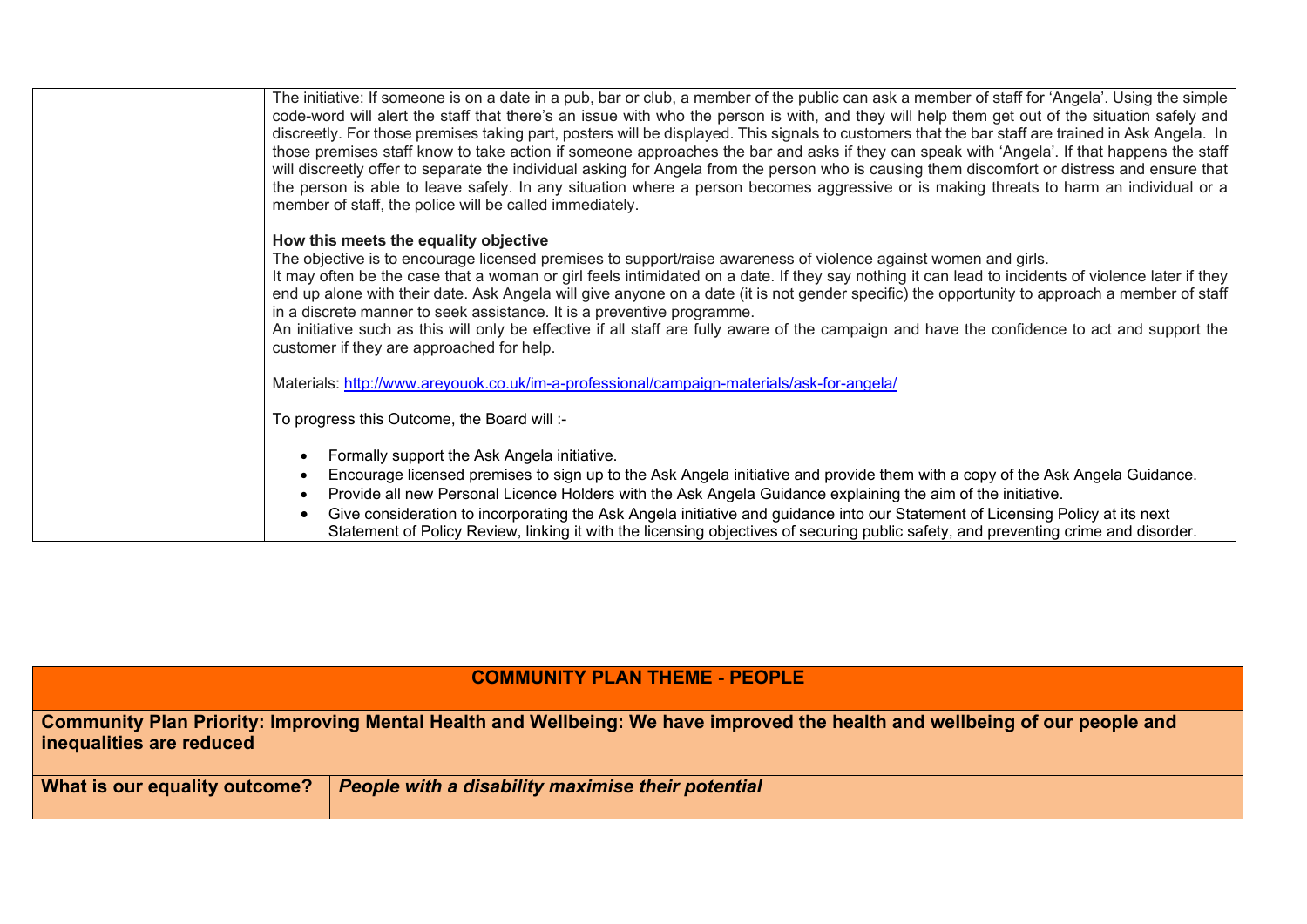| | |
|---|---|
| | The initiative: If someone is on a date in a pub, bar or club, a member of the public can ask a member of staff for 'Angela'. Using the simple code-word will alert the staff that there's an issue with who the person is with, and they will help them get out of the situation safely and discreetly. For those premises taking part, posters will be displayed. This signals to customers that the bar staff are trained in Ask Angela. In those premises staff know to take action if someone approaches the bar and asks if they can speak with 'Angela'. If that happens the staff will discreetly offer to separate the individual asking for Angela from the person who is causing them discomfort or distress and ensure that the person is able to leave safely. In any situation where a person becomes aggressive or is making threats to harm an individual or a member of staff, the police will be called immediately.<br><br>**How this meets the equality objective**<br>The objective is to encourage licensed premises to support/raise awareness of violence against women and girls.<br>It may often be the case that a woman or girl feels intimidated on a date. If they say nothing it can lead to incidents of violence later if they end up alone with their date. Ask Angela will give anyone on a date (it is not gender specific) the opportunity to approach a member of staff in a discrete manner to seek assistance. It is a preventive programme.<br>An initiative such as this will only be effective if all staff are fully aware of the campaign and have the confidence to act and support the customer if they are approached for help.<br><br>Materials: http://www.areyouok.co.uk/im-a-professional/campaign-materials/ask-for-angela/<br><br>To progress this Outcome, the Board will :-<br><br>• Formally support the Ask Angela initiative.<br>• Encourage licensed premises to sign up to the Ask Angela initiative and provide them with a copy of the Ask Angela Guidance.<br>• Provide all new Personal Licence Holders with the Ask Angela Guidance explaining the aim of the initiative.<br>• Give consideration to incorporating the Ask Angela initiative and guidance into our Statement of Licensing Policy at its next Statement of Policy Review, linking it with the licensing objectives of securing public safety, and preventing crime and disorder. |

| **COMMUNITY PLAN THEME - PEOPLE** | |
|---|---|
| **Community Plan Priority: Improving Mental Health and Wellbeing: We have improved the health and wellbeing of our people and inequalities are reduced** | |
| **What is our equality outcome?** | ***People with a disability maximise their potential*** |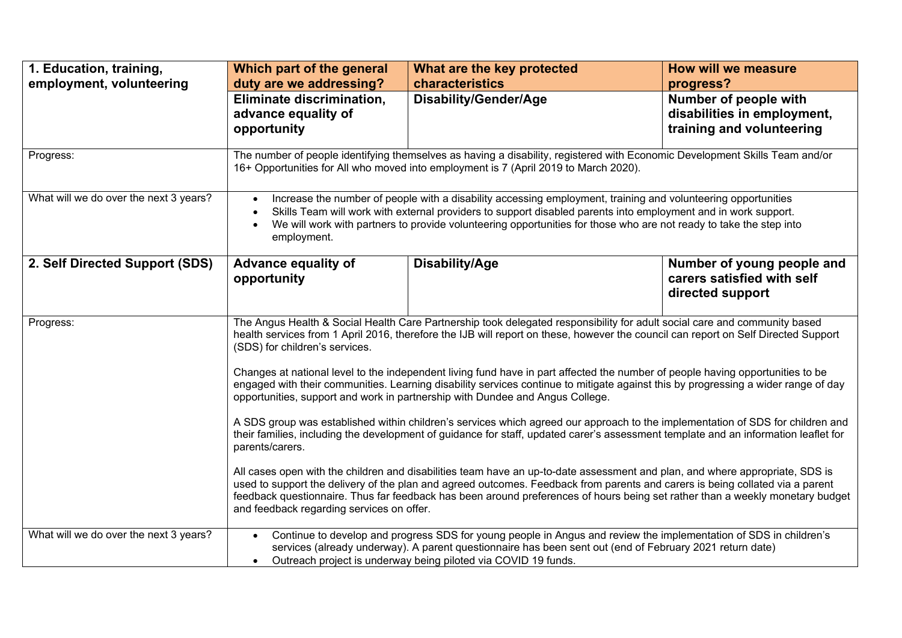| 1. Education, training, employment, volunteering | Which part of the general duty are we addressing? | What are the key protected characteristics | How will we measure progress? |
|---|---|---|---|
| | **Eliminate discrimination, advance equality of opportunity** | **Disability/Gender/Age** | **Number of people with disabilities in employment, training and volunteering** |
| Progress: | The number of people identifying themselves as having a disability, registered with Economic Development Skills Team and/or 16+ Opportunities for All who moved into employment is 7 (April 2019 to March 2020). | | |
| What will we do over the next 3 years? | • Increase the number of people with a disability accessing employment, training and volunteering opportunities<br>• Skills Team will work with external providers to support disabled parents into employment and in work support.<br>• We will work with partners to provide volunteering opportunities for those who are not ready to take the step into employment. | | |
| **2. Self Directed Support (SDS)** | **Advance equality of opportunity** | **Disability/Age** | **Number of young people and carers satisfied with self directed support** |
| Progress: | The Angus Health & Social Health Care Partnership took delegated responsibility for adult social care and community based health services from 1 April 2016, therefore the IJB will report on these, however the council can report on Self Directed Support (SDS) for children's services.<br><br>Changes at national level to the independent living fund have in part affected the number of people having opportunities to be engaged with their communities. Learning disability services continue to mitigate against this by progressing a wider range of day opportunities, support and work in partnership with Dundee and Angus College.<br><br>A SDS group was established within children's services which agreed our approach to the implementation of SDS for children and their families, including the development of guidance for staff, updated carer's assessment template and an information leaflet for parents/carers.<br><br>All cases open with the children and disabilities team have an up-to-date assessment and plan, and where appropriate, SDS is used to support the delivery of the plan and agreed outcomes. Feedback from parents and carers is being collated via a parent feedback questionnaire. Thus far feedback has been around preferences of hours being set rather than a weekly monetary budget and feedback regarding services on offer. | | |
| What will we do over the next 3 years? | • Continue to develop and progress SDS for young people in Angus and review the implementation of SDS in children's services (already underway). A parent questionnaire has been sent out (end of February 2021 return date)<br>• Outreach project is underway being piloted via COVID 19 funds. | | |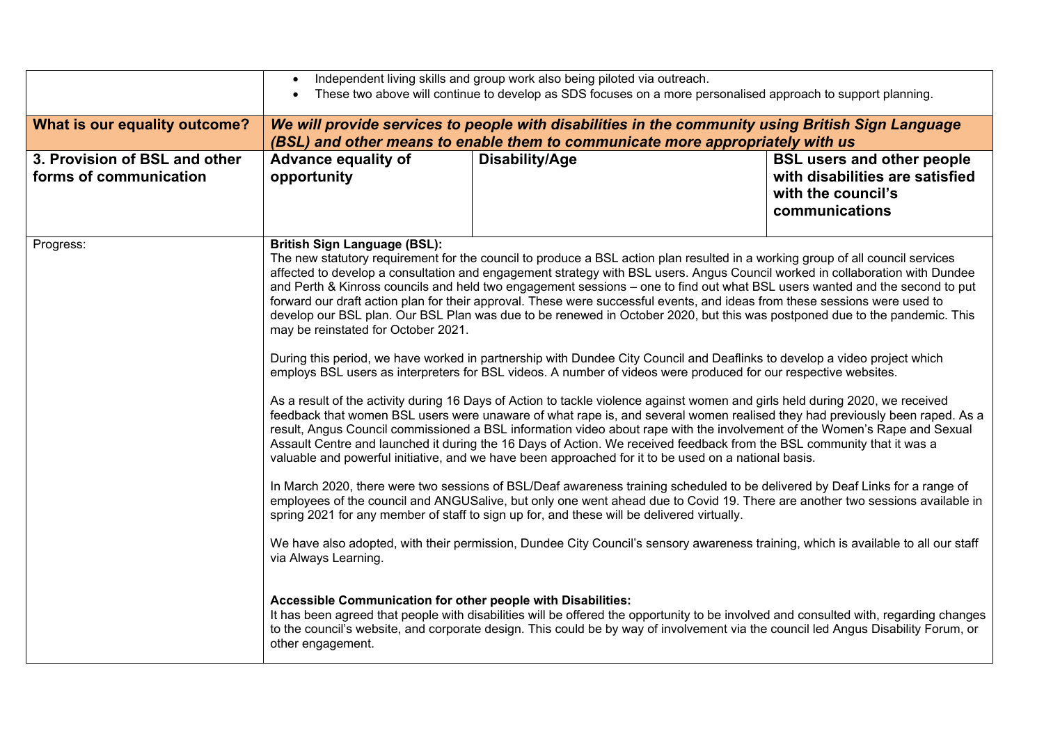| | | | |
|---|---|---|---|
| | • Independent living skills and group work also being piloted via outreach.<br>• These two above will continue to develop as SDS focuses on a more personalised approach to support planning. | | |
| **What is our equality outcome?** | ***We will provide services to people with disabilities in the community using British Sign Language (BSL) and other means to enable them to communicate more appropriately with us*** | | |
| **3. Provision of BSL and other forms of communication** | **Advance equality of opportunity** | **Disability/Age** | **BSL users and other people with disabilities are satisfied with the council's communications** |
| Progress: | **British Sign Language (BSL):**<br>The new statutory requirement for the council to produce a BSL action plan resulted in a working group of all council services affected to develop a consultation and engagement strategy with BSL users. Angus Council worked in collaboration with Dundee and Perth & Kinross councils and held two engagement sessions – one to find out what BSL users wanted and the second to put forward our draft action plan for their approval. These were successful events, and ideas from these sessions were used to develop our BSL plan. Our BSL Plan was due to be renewed in October 2020, but this was postponed due to the pandemic. This may be reinstated for October 2021.<br><br>During this period, we have worked in partnership with Dundee City Council and Deaflinks to develop a video project which employs BSL users as interpreters for BSL videos. A number of videos were produced for our respective websites.<br><br>As a result of the activity during 16 Days of Action to tackle violence against women and girls held during 2020, we received feedback that women BSL users were unaware of what rape is, and several women realised they had previously been raped. As a result, Angus Council commissioned a BSL information video about rape with the involvement of the Women's Rape and Sexual Assault Centre and launched it during the 16 Days of Action. We received feedback from the BSL community that it was a valuable and powerful initiative, and we have been approached for it to be used on a national basis.<br><br>In March 2020, there were two sessions of BSL/Deaf awareness training scheduled to be delivered by Deaf Links for a range of employees of the council and ANGUSalive, but only one went ahead due to Covid 19. There are another two sessions available in spring 2021 for any member of staff to sign up for, and these will be delivered virtually.<br><br>We have also adopted, with their permission, Dundee City Council's sensory awareness training, which is available to all our staff via Always Learning.<br><br>**Accessible Communication for other people with Disabilities:**<br>It has been agreed that people with disabilities will be offered the opportunity to be involved and consulted with, regarding changes to the council's website, and corporate design. This could be by way of involvement via the council led Angus Disability Forum, or other engagement. | | |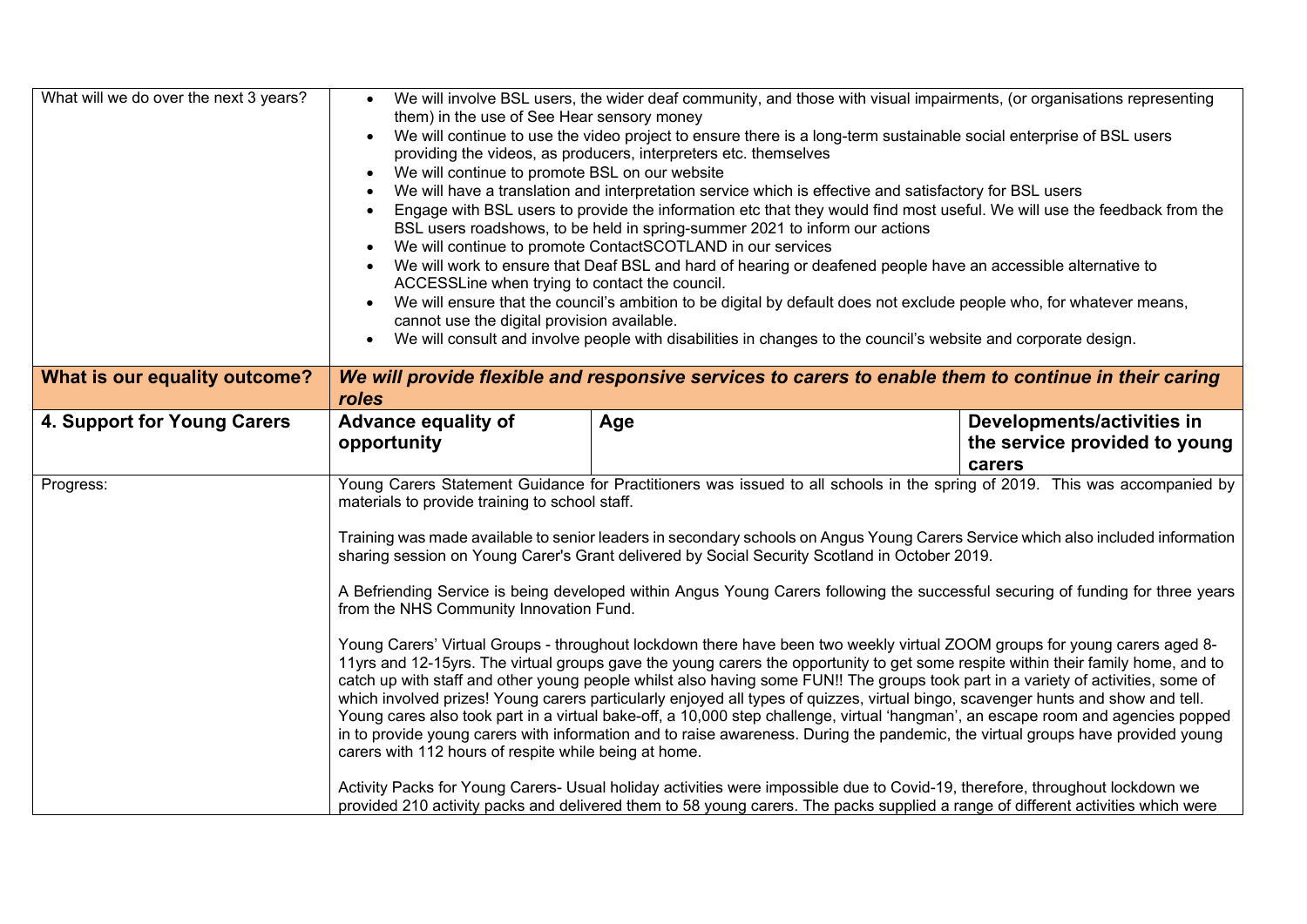| What will we do over the next 3 years? | <ul><li>We will involve BSL users, the wider deaf community, and those with visual impairments, (or organisations representing them) in the use of See Hear sensory money</li><li>We will continue to use the video project to ensure there is a long-term sustainable social enterprise of BSL users providing the videos, as producers, interpreters etc. themselves</li><li>We will continue to promote BSL on our website</li><li>We will have a translation and interpretation service which is effective and satisfactory for BSL users</li><li>Engage with BSL users to provide the information etc that they would find most useful. We will use the feedback from the BSL users roadshows, to be held in spring-summer 2021 to inform our actions</li><li>We will continue to promote ContactSCOTLAND in our services</li><li>We will work to ensure that Deaf BSL and hard of hearing or deafened people have an accessible alternative to ACCESSLine when trying to contact the council.</li><li>We will ensure that the council's ambition to be digital by default does not exclude people who, for whatever means, cannot use the digital provision available.</li><li>We will consult and involve people with disabilities in changes to the council's website and corporate design.</li></ul> | | |
|---|---|---|---|
| **What is our equality outcome?** | ***We will provide flexible and responsive services to carers to enable them to continue in their caring roles*** | | |
| **4. Support for Young Carers** | **Advance equality of opportunity** | **Age** | **Developments/activities in the service provided to young carers** |
| Progress: | Young Carers Statement Guidance for Practitioners was issued to all schools in the spring of 2019. This was accompanied by materials to provide training to school staff.<br><br>Training was made available to senior leaders in secondary schools on Angus Young Carers Service which also included information sharing session on Young Carer's Grant delivered by Social Security Scotland in October 2019.<br><br>A Befriending Service is being developed within Angus Young Carers following the successful securing of funding for three years from the NHS Community Innovation Fund.<br><br>Young Carers' Virtual Groups - throughout lockdown there have been two weekly virtual ZOOM groups for young carers aged 8-11yrs and 12-15yrs. The virtual groups gave the young carers the opportunity to get some respite within their family home, and to catch up with staff and other young people whilst also having some FUN!! The groups took part in a variety of activities, some of which involved prizes! Young carers particularly enjoyed all types of quizzes, virtual bingo, scavenger hunts and show and tell. Young cares also took part in a virtual bake-off, a 10,000 step challenge, virtual 'hangman', an escape room and agencies popped in to provide young carers with information and to raise awareness. During the pandemic, the virtual groups have provided young carers with 112 hours of respite while being at home.<br><br>Activity Packs for Young Carers- Usual holiday activities were impossible due to Covid-19, therefore, throughout lockdown we provided 210 activity packs and delivered them to 58 young carers. The packs supplied a range of different activities which were | | |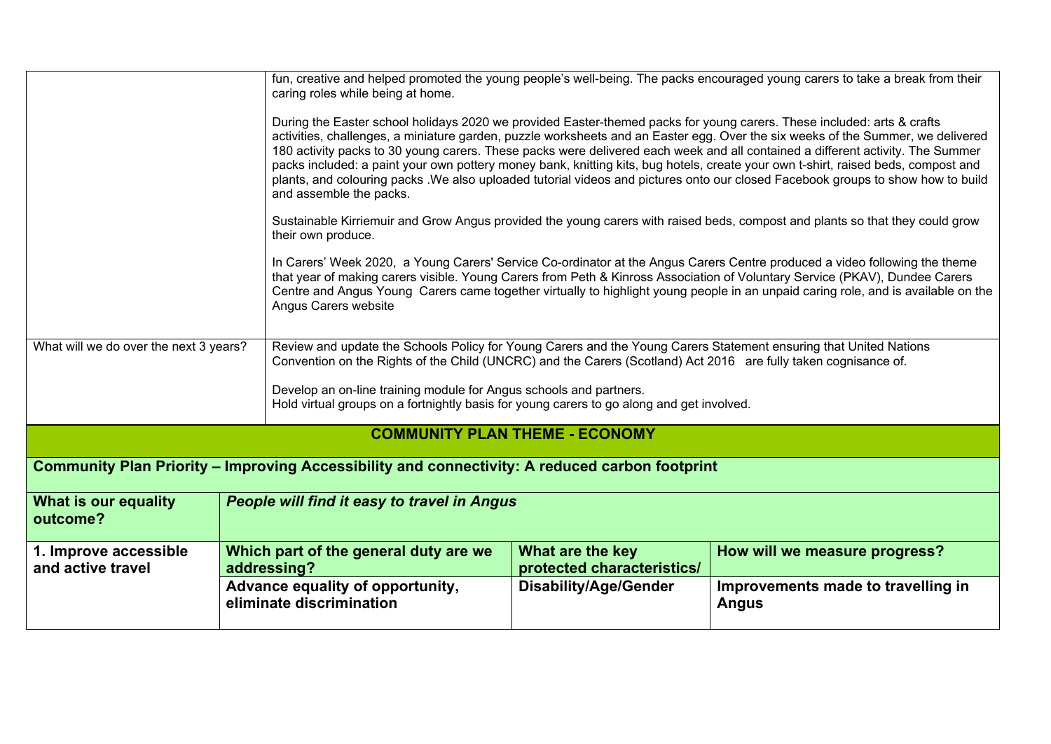| | |
|---|---|
| | fun, creative and helped promoted the young people's well-being. The packs encouraged young carers to take a break from their caring roles while being at home.<br><br>During the Easter school holidays 2020 we provided Easter-themed packs for young carers. These included: arts & crafts activities, challenges, a miniature garden, puzzle worksheets and an Easter egg. Over the six weeks of the Summer, we delivered 180 activity packs to 30 young carers. These packs were delivered each week and all contained a different activity. The Summer packs included: a paint your own pottery money bank, knitting kits, bug hotels, create your own t-shirt, raised beds, compost and plants, and colouring packs .We also uploaded tutorial videos and pictures onto our closed Facebook groups to show how to build and assemble the packs.<br><br>Sustainable Kirriemuir and Grow Angus provided the young carers with raised beds, compost and plants so that they could grow their own produce.<br><br>In Carers' Week 2020, a Young Carers' Service Co-ordinator at the Angus Carers Centre produced a video following the theme that year of making carers visible. Young Carers from Peth & Kinross Association of Voluntary Service (PKAV), Dundee Carers Centre and Angus Young Carers came together virtually to highlight young people in an unpaid caring role, and is available on the Angus Carers website |
| What will we do over the next 3 years? | Review and update the Schools Policy for Young Carers and the Young Carers Statement ensuring that United Nations Convention on the Rights of the Child (UNCRC) and the Carers (Scotland) Act 2016 are fully taken cognisance of.<br><br>Develop an on-line training module for Angus schools and partners.<br>Hold virtual groups on a fortnightly basis for young carers to go along and get involved. |

## COMMUNITY PLAN THEME - ECONOMY

**Community Plan Priority – Improving Accessibility and connectivity: A reduced carbon footprint**

| **What is our equality outcome?** | ***People will find it easy to travel in Angus*** | | |
|---|---|---|---|
| **1. Improve accessible and active travel** | **Which part of the general duty are we addressing?** | **What are the key protected characteristics/** | **How will we measure progress?** |
| | **Advance equality of opportunity, eliminate discrimination** | **Disability/Age/Gender** | **Improvements made to travelling in Angus** |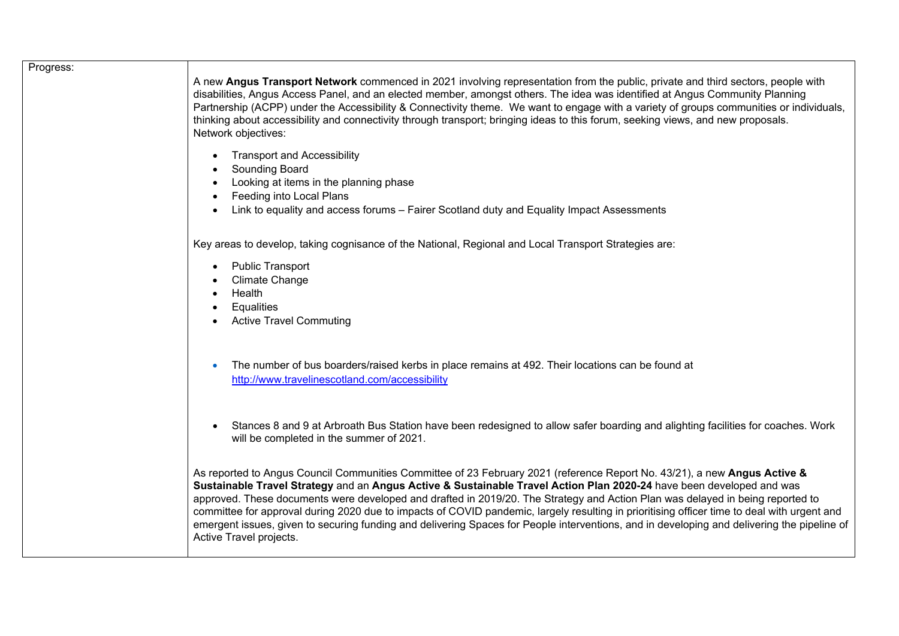| Progress: | A new **Angus Transport Network** commenced in 2021 involving representation from the public, private and third sectors, people with disabilities, Angus Access Panel, and an elected member, amongst others. The idea was identified at Angus Community Planning Partnership (ACPP) under the Accessibility & Connectivity theme. We want to engage with a variety of groups communities or individuals, thinking about accessibility and connectivity through transport; bringing ideas to this forum, seeking views, and new proposals.<br>Network objectives:<br>• Transport and Accessibility<br>• Sounding Board<br>• Looking at items in the planning phase<br>• Feeding into Local Plans<br>• Link to equality and access forums – Fairer Scotland duty and Equality Impact Assessments<br><br>Key areas to develop, taking cognisance of the National, Regional and Local Transport Strategies are:<br>• Public Transport<br>• Climate Change<br>• Health<br>• Equalities<br>• Active Travel Commuting<br><br>• The number of bus boarders/raised kerbs in place remains at 492. Their locations can be found at http://www.travelinescotland.com/accessibility<br><br>• Stances 8 and 9 at Arbroath Bus Station have been redesigned to allow safer boarding and alighting facilities for coaches. Work will be completed in the summer of 2021.<br><br>As reported to Angus Council Communities Committee of 23 February 2021 (reference Report No. 43/21), a new **Angus Active & Sustainable Travel Strategy** and an **Angus Active & Sustainable Travel Action Plan 2020-24** have been developed and was approved. These documents were developed and drafted in 2019/20. The Strategy and Action Plan was delayed in being reported to committee for approval during 2020 due to impacts of COVID pandemic, largely resulting in prioritising officer time to deal with urgent and emergent issues, given to securing funding and delivering Spaces for People interventions, and in developing and delivering the pipeline of Active Travel projects. |
|---|---|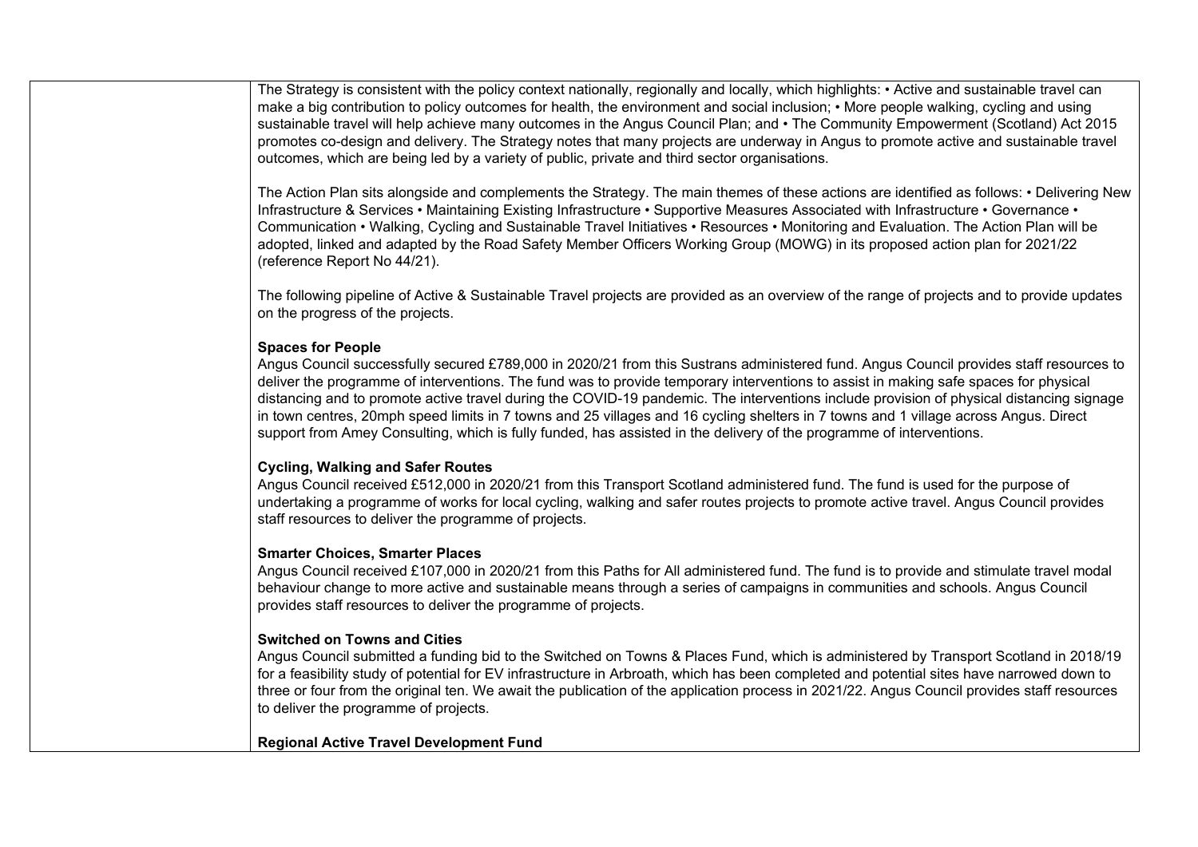The Strategy is consistent with the policy context nationally, regionally and locally, which highlights: • Active and sustainable travel can make a big contribution to policy outcomes for health, the environment and social inclusion; • More people walking, cycling and using sustainable travel will help achieve many outcomes in the Angus Council Plan; and • The Community Empowerment (Scotland) Act 2015 promotes co-design and delivery. The Strategy notes that many projects are underway in Angus to promote active and sustainable travel outcomes, which are being led by a variety of public, private and third sector organisations.

The Action Plan sits alongside and complements the Strategy. The main themes of these actions are identified as follows: • Delivering New Infrastructure & Services • Maintaining Existing Infrastructure • Supportive Measures Associated with Infrastructure • Governance • Communication • Walking, Cycling and Sustainable Travel Initiatives • Resources • Monitoring and Evaluation. The Action Plan will be adopted, linked and adapted by the Road Safety Member Officers Working Group (MOWG) in its proposed action plan for 2021/22 (reference Report No 44/21).

The following pipeline of Active & Sustainable Travel projects are provided as an overview of the range of projects and to provide updates on the progress of the projects.

**Spaces for People**
Angus Council successfully secured £789,000 in 2020/21 from this Sustrans administered fund. Angus Council provides staff resources to deliver the programme of interventions. The fund was to provide temporary interventions to assist in making safe spaces for physical distancing and to promote active travel during the COVID-19 pandemic. The interventions include provision of physical distancing signage in town centres, 20mph speed limits in 7 towns and 25 villages and 16 cycling shelters in 7 towns and 1 village across Angus. Direct support from Amey Consulting, which is fully funded, has assisted in the delivery of the programme of interventions.

**Cycling, Walking and Safer Routes**
Angus Council received £512,000 in 2020/21 from this Transport Scotland administered fund. The fund is used for the purpose of undertaking a programme of works for local cycling, walking and safer routes projects to promote active travel. Angus Council provides staff resources to deliver the programme of projects.

**Smarter Choices, Smarter Places**
Angus Council received £107,000 in 2020/21 from this Paths for All administered fund. The fund is to provide and stimulate travel modal behaviour change to more active and sustainable means through a series of campaigns in communities and schools. Angus Council provides staff resources to deliver the programme of projects.

**Switched on Towns and Cities**
Angus Council submitted a funding bid to the Switched on Towns & Places Fund, which is administered by Transport Scotland in 2018/19 for a feasibility study of potential for EV infrastructure in Arbroath, which has been completed and potential sites have narrowed down to three or four from the original ten. We await the publication of the application process in 2021/22. Angus Council provides staff resources to deliver the programme of projects.

**Regional Active Travel Development Fund**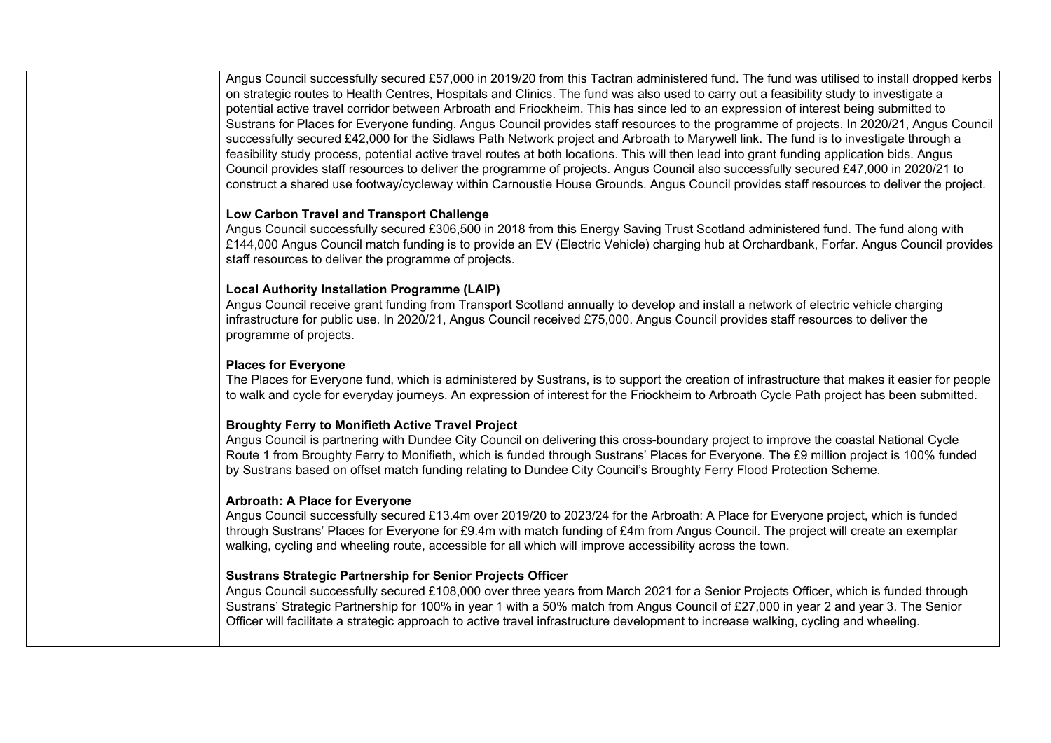| | |
|---|---|
| | Angus Council successfully secured £57,000 in 2019/20 from this Tactran administered fund. The fund was utilised to install dropped kerbs on strategic routes to Health Centres, Hospitals and Clinics. The fund was also used to carry out a feasibility study to investigate a potential active travel corridor between Arbroath and Friockheim. This has since led to an expression of interest being submitted to Sustrans for Places for Everyone funding. Angus Council provides staff resources to the programme of projects. In 2020/21, Angus Council successfully secured £42,000 for the Sidlaws Path Network project and Arbroath to Marywell link. The fund is to investigate through a feasibility study process, potential active travel routes at both locations. This will then lead into grant funding application bids. Angus Council provides staff resources to deliver the programme of projects. Angus Council also successfully secured £47,000 in 2020/21 to construct a shared use footway/cycleway within Carnoustie House Grounds. Angus Council provides staff resources to deliver the project.<br><br>**Low Carbon Travel and Transport Challenge**<br>Angus Council successfully secured £306,500 in 2018 from this Energy Saving Trust Scotland administered fund. The fund along with £144,000 Angus Council match funding is to provide an EV (Electric Vehicle) charging hub at Orchardbank, Forfar. Angus Council provides staff resources to deliver the programme of projects.<br><br>**Local Authority Installation Programme (LAIP)**<br>Angus Council receive grant funding from Transport Scotland annually to develop and install a network of electric vehicle charging infrastructure for public use. In 2020/21, Angus Council received £75,000. Angus Council provides staff resources to deliver the programme of projects.<br><br>**Places for Everyone**<br>The Places for Everyone fund, which is administered by Sustrans, is to support the creation of infrastructure that makes it easier for people to walk and cycle for everyday journeys. An expression of interest for the Friockheim to Arbroath Cycle Path project has been submitted.<br><br>**Broughty Ferry to Monifieth Active Travel Project**<br>Angus Council is partnering with Dundee City Council on delivering this cross-boundary project to improve the coastal National Cycle Route 1 from Broughty Ferry to Monifieth, which is funded through Sustrans' Places for Everyone. The £9 million project is 100% funded by Sustrans based on offset match funding relating to Dundee City Council's Broughty Ferry Flood Protection Scheme.<br><br>**Arbroath: A Place for Everyone**<br>Angus Council successfully secured £13.4m over 2019/20 to 2023/24 for the Arbroath: A Place for Everyone project, which is funded through Sustrans' Places for Everyone for £9.4m with match funding of £4m from Angus Council. The project will create an exemplar walking, cycling and wheeling route, accessible for all which will improve accessibility across the town.<br><br>**Sustrans Strategic Partnership for Senior Projects Officer**<br>Angus Council successfully secured £108,000 over three years from March 2021 for a Senior Projects Officer, which is funded through Sustrans' Strategic Partnership for 100% in year 1 with a 50% match from Angus Council of £27,000 in year 2 and year 3. The Senior Officer will facilitate a strategic approach to active travel infrastructure development to increase walking, cycling and wheeling. |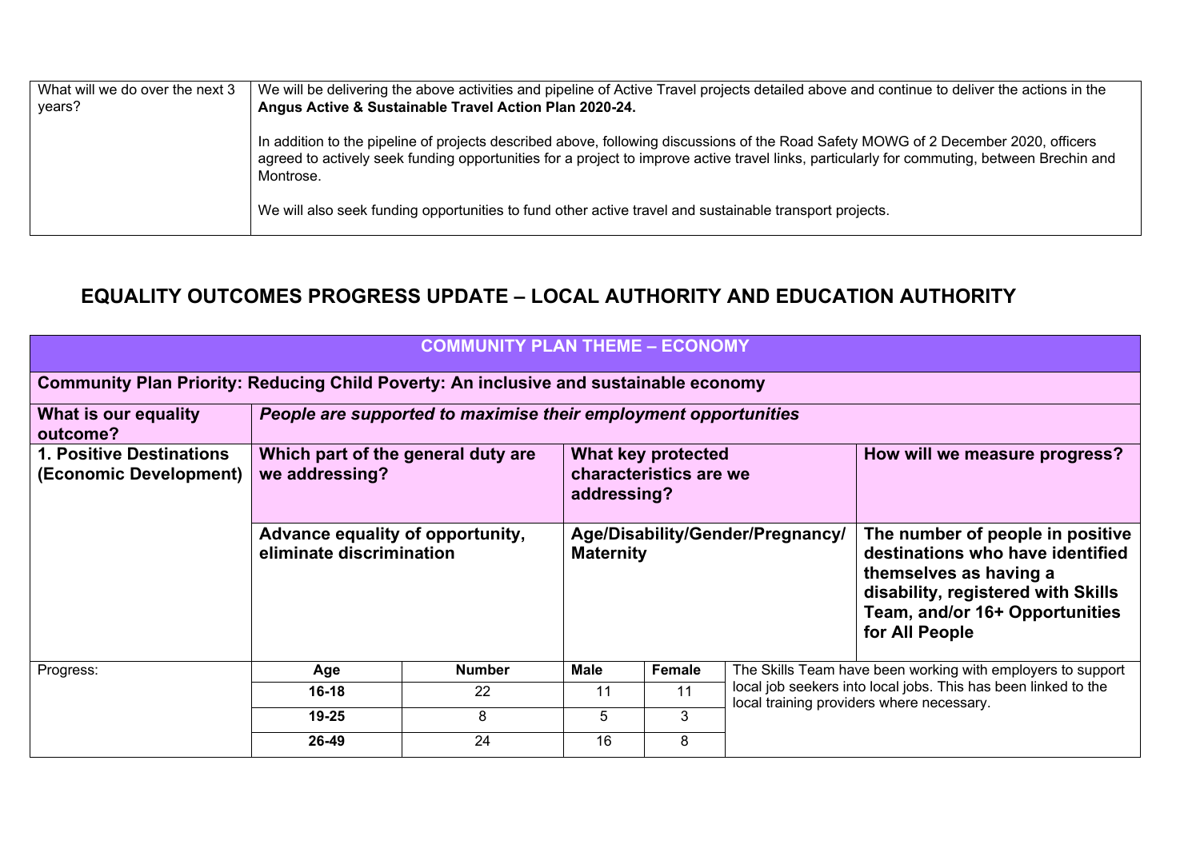| What will we do over the next 3 years? | We will be delivering the above activities and pipeline of Active Travel projects detailed above and continue to deliver the actions in the **Angus Active & Sustainable Travel Action Plan 2020-24.**<br><br>In addition to the pipeline of projects described above, following discussions of the Road Safety MOWG of 2 December 2020, officers agreed to actively seek funding opportunities for a project to improve active travel links, particularly for commuting, between Brechin and Montrose.<br><br>We will also seek funding opportunities to fund other active travel and sustainable transport projects. |
|---|---|

## EQUALITY OUTCOMES PROGRESS UPDATE – LOCAL AUTHORITY AND EDUCATION AUTHORITY

| **COMMUNITY PLAN THEME – ECONOMY** | | | | | | |
|---|---|---|---|---|---|---|
| **Community Plan Priority: Reducing Child Poverty: An inclusive and sustainable economy** | | | | | | |
| **What is our equality outcome?** | ***People are supported to maximise their employment opportunities*** | | | | | |
| **1. Positive Destinations (Economic Development)** | **Which part of the general duty are we addressing?** | | **What key protected characteristics are we addressing?** | | | **How will we measure progress?** |
| | **Advance equality of opportunity, eliminate discrimination** | | **Age/Disability/Gender/Pregnancy/ Maternity** | | | **The number of people in positive destinations who have identified themselves as having a disability, registered with Skills Team, and/or 16+ Opportunities for All People** |
| Progress: | **Age** | **Number** | **Male** | **Female** | The Skills Team have been working with employers to support local job seekers into local jobs. This has been linked to the local training providers where necessary. | |
| | **16-18** | 22 | 11 | 11 | | |
| | **19-25** | 8 | 5 | 3 | | |
| | **26-49** | 24 | 16 | 8 | | |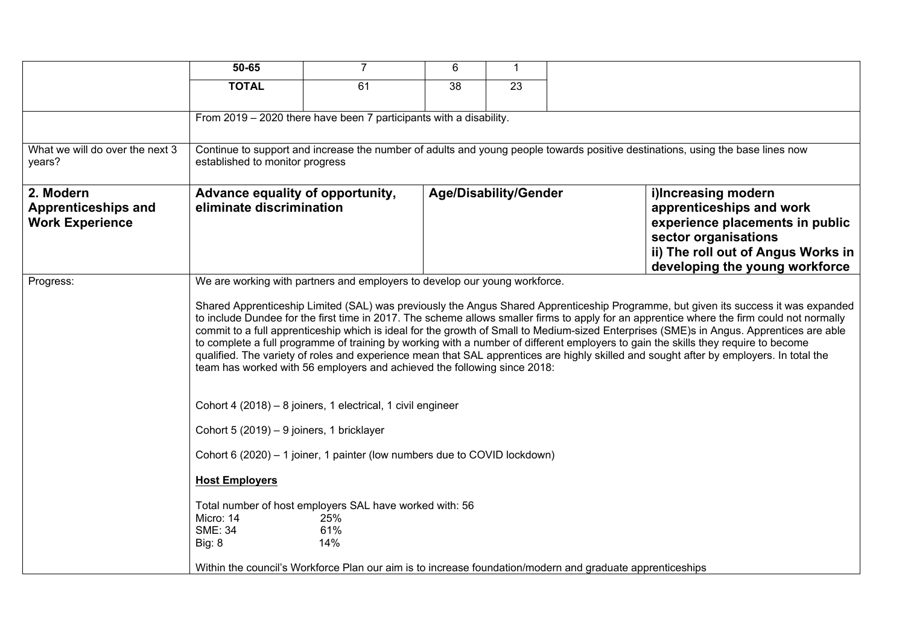| | | | | | |
|---|---|---|---|---|---|
| | **50-65** | 7 | 6 | 1 | |
| | **TOTAL** | 61 | 38 | 23 | |
| | From 2019 – 2020 there have been 7 participants with a disability. | | | | |
| What we will do over the next 3 years? | Continue to support and increase the number of adults and young people towards positive destinations, using the base lines now established to monitor progress | | | | |
| **2. Modern Apprenticeships and Work Experience** | **Advance equality of opportunity, eliminate discrimination** | | **Age/Disability/Gender** | | **i)Increasing modern apprenticeships and work experience placements in public sector organisations**<br>**ii) The roll out of Angus Works in developing the young workforce** |
| Progress: | We are working with partners and employers to develop our young workforce.<br><br>Shared Apprenticeship Limited (SAL) was previously the Angus Shared Apprenticeship Programme, but given its success it was expanded to include Dundee for the first time in 2017. The scheme allows smaller firms to apply for an apprentice where the firm could not normally commit to a full apprenticeship which is ideal for the growth of Small to Medium-sized Enterprises (SME)s in Angus. Apprentices are able to complete a full programme of training by working with a number of different employers to gain the skills they require to become qualified. The variety of roles and experience mean that SAL apprentices are highly skilled and sought after by employers. In total the team has worked with 56 employers and achieved the following since 2018:<br><br>Cohort 4 (2018) – 8 joiners, 1 electrical, 1 civil engineer<br><br>Cohort 5 (2019) – 9 joiners, 1 bricklayer<br><br>Cohort 6 (2020) – 1 joiner, 1 painter (low numbers due to COVID lockdown)<br><br>**Host Employers**<br><br>Total number of host employers SAL have worked with: 56<br>Micro: 14 25%<br>SME: 34 61%<br>Big: 8 14%<br><br>Within the council's Workforce Plan our aim is to increase foundation/modern and graduate apprenticeships | | | | |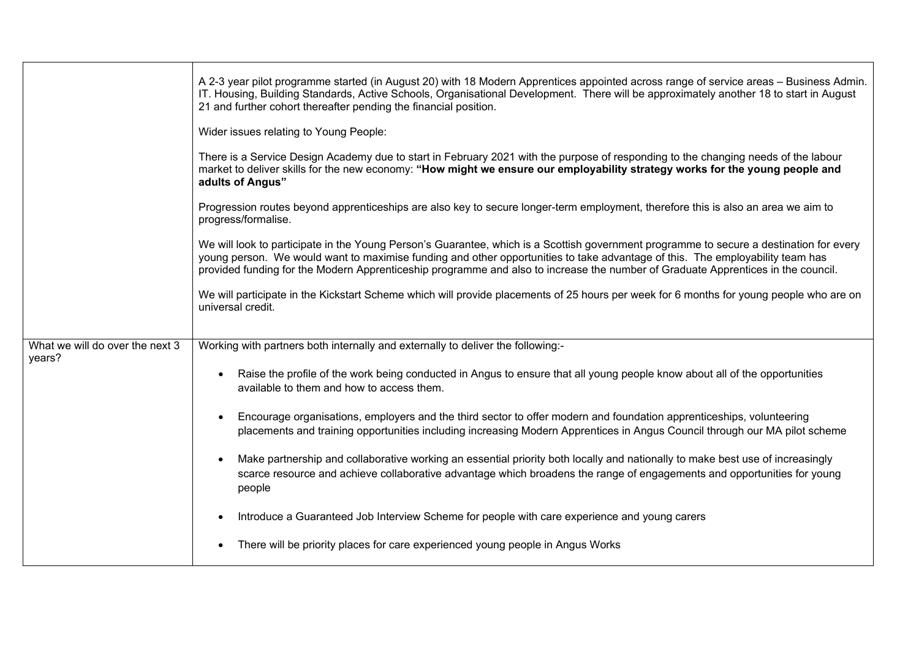| | |
|---|---|
| | A 2-3 year pilot programme started (in August 20) with 18 Modern Apprentices appointed across range of service areas – Business Admin. IT. Housing, Building Standards, Active Schools, Organisational Development. There will be approximately another 18 to start in August 21 and further cohort thereafter pending the financial position.<br><br>Wider issues relating to Young People:<br><br>There is a Service Design Academy due to start in February 2021 with the purpose of responding to the changing needs of the labour market to deliver skills for the new economy: **"How might we ensure our employability strategy works for the young people and adults of Angus"**<br><br>Progression routes beyond apprenticeships are also key to secure longer-term employment, therefore this is also an area we aim to progress/formalise.<br><br>We will look to participate in the Young Person's Guarantee, which is a Scottish government programme to secure a destination for every young person. We would want to maximise funding and other opportunities to take advantage of this. The employability team has provided funding for the Modern Apprenticeship programme and also to increase the number of Graduate Apprentices in the council.<br><br>We will participate in the Kickstart Scheme which will provide placements of 25 hours per week for 6 months for young people who are on universal credit. |
| What we will do over the next 3 years? | Working with partners both internally and externally to deliver the following:-<br><br>• Raise the profile of the work being conducted in Angus to ensure that all young people know about all of the opportunities available to them and how to access them.<br><br>• Encourage organisations, employers and the third sector to offer modern and foundation apprenticeships, volunteering placements and training opportunities including increasing Modern Apprentices in Angus Council through our MA pilot scheme<br><br>• Make partnership and collaborative working an essential priority both locally and nationally to make best use of increasingly scarce resource and achieve collaborative advantage which broadens the range of engagements and opportunities for young people<br><br>• Introduce a Guaranteed Job Interview Scheme for people with care experience and young carers<br><br>• There will be priority places for care experienced young people in Angus Works |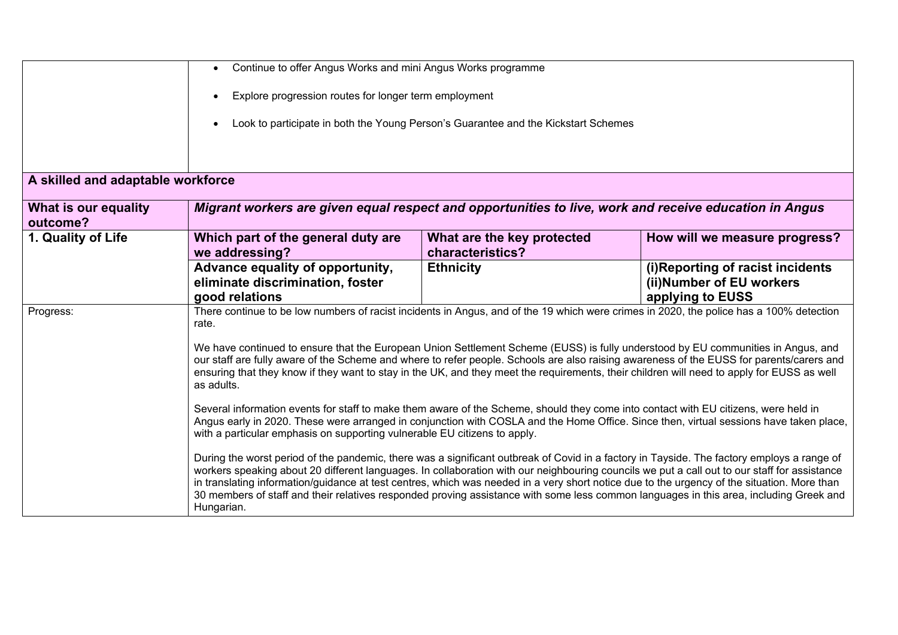| | |
|---|---|
| | <ul><li>Continue to offer Angus Works and mini Angus Works programme</li><li>Explore progression routes for longer term employment</li><li>Look to participate in both the Young Person's Guarantee and the Kickstart Schemes</li></ul> |

**A skilled and adaptable workforce**

| **What is our equality outcome?** | ***Migrant workers are given equal respect and opportunities to live, work and receive education in Angus*** | | |
|---|---|---|---|
| **1. Quality of Life** | **Which part of the general duty are we addressing?** | **What are the key protected characteristics?** | **How will we measure progress?** |
| | **Advance equality of opportunity, eliminate discrimination, foster good relations** | **Ethnicity** | **(i)Reporting of racist incidents (ii)Number of EU workers applying to EUSS** |
| Progress: | There continue to be low numbers of racist incidents in Angus, and of the 19 which were crimes in 2020, the police has a 100% detection rate.<br><br>We have continued to ensure that the European Union Settlement Scheme (EUSS) is fully understood by EU communities in Angus, and our staff are fully aware of the Scheme and where to refer people. Schools are also raising awareness of the EUSS for parents/carers and ensuring that they know if they want to stay in the UK, and they meet the requirements, their children will need to apply for EUSS as well as adults.<br><br>Several information events for staff to make them aware of the Scheme, should they come into contact with EU citizens, were held in Angus early in 2020. These were arranged in conjunction with COSLA and the Home Office. Since then, virtual sessions have taken place, with a particular emphasis on supporting vulnerable EU citizens to apply.<br><br>During the worst period of the pandemic, there was a significant outbreak of Covid in a factory in Tayside. The factory employs a range of workers speaking about 20 different languages. In collaboration with our neighbouring councils we put a call out to our staff for assistance in translating information/guidance at test centres, which was needed in a very short notice due to the urgency of the situation. More than 30 members of staff and their relatives responded proving assistance with some less common languages in this area, including Greek and Hungarian. | | |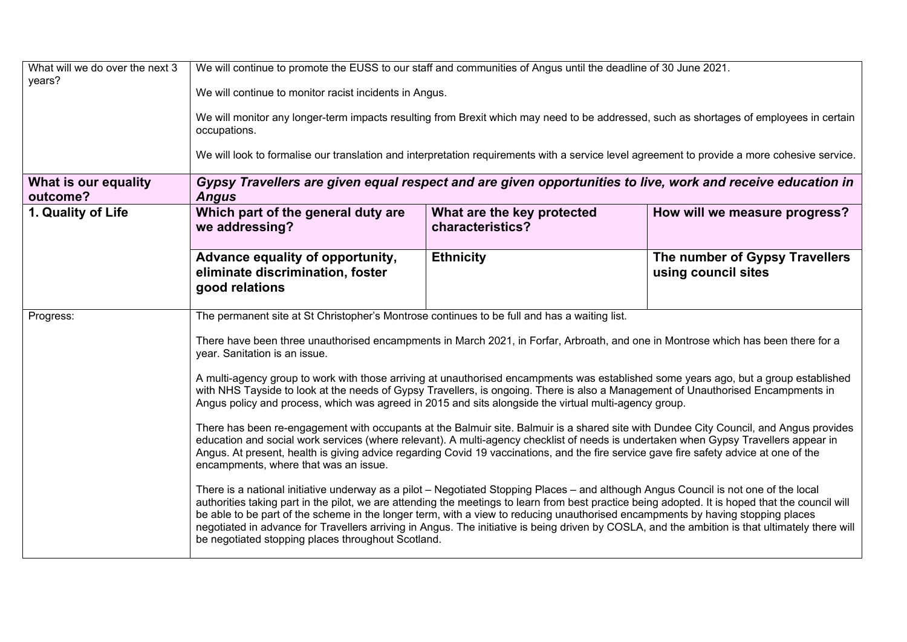| What will we do over the next 3 years? | We will continue to promote the EUSS to our staff and communities of Angus until the deadline of 30 June 2021.<br><br>We will continue to monitor racist incidents in Angus.<br><br>We will monitor any longer-term impacts resulting from Brexit which may need to be addressed, such as shortages of employees in certain occupations.<br><br>We will look to formalise our translation and interpretation requirements with a service level agreement to provide a more cohesive service. | | |
|---|---|---|---|
| **What is our equality outcome?** | ***Gypsy Travellers are given equal respect and are given opportunities to live, work and receive education in Angus*** | | |
| **1. Quality of Life** | **Which part of the general duty are we addressing?** | **What are the key protected characteristics?** | **How will we measure progress?** |
| | **Advance equality of opportunity, eliminate discrimination, foster good relations** | **Ethnicity** | **The number of Gypsy Travellers using council sites** |
| Progress: | The permanent site at St Christopher's Montrose continues to be full and has a waiting list.<br><br>There have been three unauthorised encampments in March 2021, in Forfar, Arbroath, and one in Montrose which has been there for a year. Sanitation is an issue.<br><br>A multi-agency group to work with those arriving at unauthorised encampments was established some years ago, but a group established with NHS Tayside to look at the needs of Gypsy Travellers, is ongoing. There is also a Management of Unauthorised Encampments in Angus policy and process, which was agreed in 2015 and sits alongside the virtual multi-agency group.<br><br>There has been re-engagement with occupants at the Balmuir site. Balmuir is a shared site with Dundee City Council, and Angus provides education and social work services (where relevant). A multi-agency checklist of needs is undertaken when Gypsy Travellers appear in Angus. At present, health is giving advice regarding Covid 19 vaccinations, and the fire service gave fire safety advice at one of the encampments, where that was an issue.<br><br>There is a national initiative underway as a pilot – Negotiated Stopping Places – and although Angus Council is not one of the local authorities taking part in the pilot, we are attending the meetings to learn from best practice being adopted. It is hoped that the council will be able to be part of the scheme in the longer term, with a view to reducing unauthorised encampments by having stopping places negotiated in advance for Travellers arriving in Angus. The initiative is being driven by COSLA, and the ambition is that ultimately there will be negotiated stopping places throughout Scotland. | | |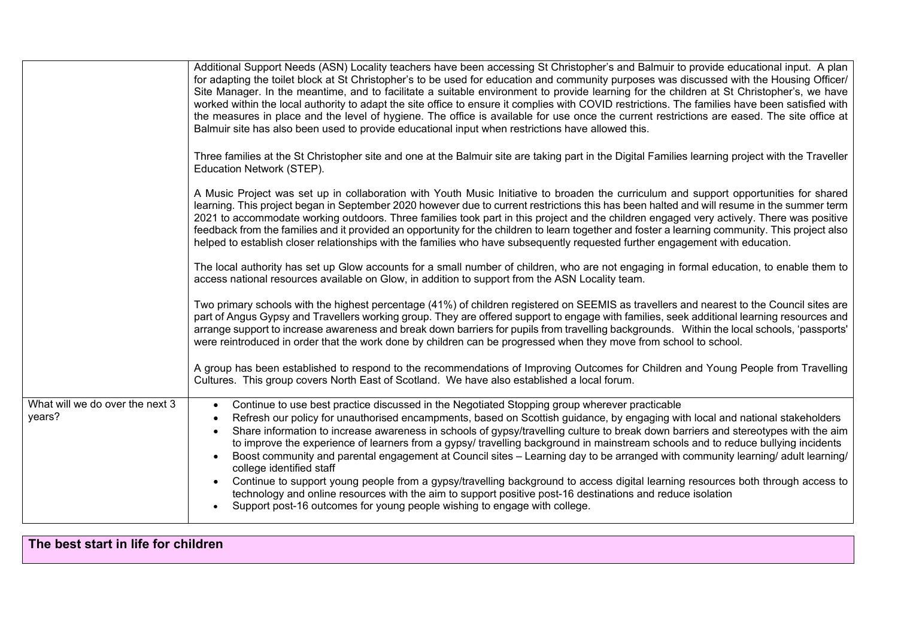| | |
|---|---|
| | Additional Support Needs (ASN) Locality teachers have been accessing St Christopher's and Balmuir to provide educational input. A plan for adapting the toilet block at St Christopher's to be used for education and community purposes was discussed with the Housing Officer/ Site Manager. In the meantime, and to facilitate a suitable environment to provide learning for the children at St Christopher's, we have worked within the local authority to adapt the site office to ensure it complies with COVID restrictions. The families have been satisfied with the measures in place and the level of hygiene. The office is available for use once the current restrictions are eased. The site office at Balmuir site has also been used to provide educational input when restrictions have allowed this.<br><br>Three families at the St Christopher site and one at the Balmuir site are taking part in the Digital Families learning project with the Traveller Education Network (STEP).<br><br>A Music Project was set up in collaboration with Youth Music Initiative to broaden the curriculum and support opportunities for shared learning. This project began in September 2020 however due to current restrictions this has been halted and will resume in the summer term 2021 to accommodate working outdoors. Three families took part in this project and the children engaged very actively. There was positive feedback from the families and it provided an opportunity for the children to learn together and foster a learning community. This project also helped to establish closer relationships with the families who have subsequently requested further engagement with education.<br><br>The local authority has set up Glow accounts for a small number of children, who are not engaging in formal education, to enable them to access national resources available on Glow, in addition to support from the ASN Locality team.<br><br>Two primary schools with the highest percentage (41%) of children registered on SEEMIS as travellers and nearest to the Council sites are part of Angus Gypsy and Travellers working group. They are offered support to engage with families, seek additional learning resources and arrange support to increase awareness and break down barriers for pupils from travelling backgrounds. Within the local schools, 'passports' were reintroduced in order that the work done by children can be progressed when they move from school to school.<br><br>A group has been established to respond to the recommendations of Improving Outcomes for Children and Young People from Travelling Cultures. This group covers North East of Scotland. We have also established a local forum. |
| What will we do over the next 3 years? | • Continue to use best practice discussed in the Negotiated Stopping group wherever practicable<br>• Refresh our policy for unauthorised encampments, based on Scottish guidance, by engaging with local and national stakeholders<br>• Share information to increase awareness in schools of gypsy/travelling culture to break down barriers and stereotypes with the aim to improve the experience of learners from a gypsy/ travelling background in mainstream schools and to reduce bullying incidents<br>• Boost community and parental engagement at Council sites – Learning day to be arranged with community learning/ adult learning/ college identified staff<br>• Continue to support young people from a gypsy/travelling background to access digital learning resources both through access to technology and online resources with the aim to support positive post-16 destinations and reduce isolation<br>• Support post-16 outcomes for young people wishing to engage with college. |

## The best start in life for children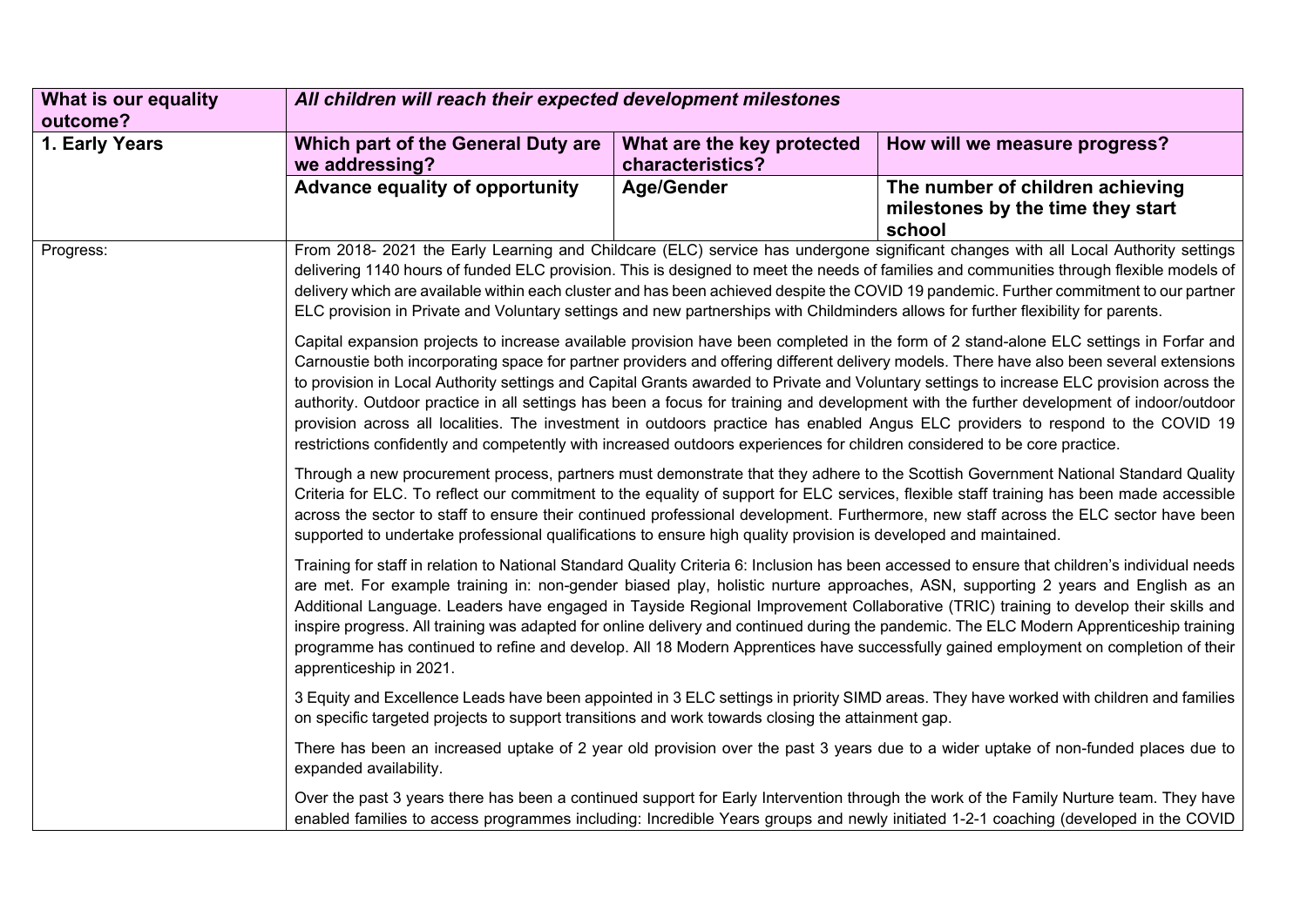| What is our equality outcome? | *All children will reach their expected development milestones* | | |
|---|---|---|---|
| **1. Early Years** | **Which part of the General Duty are we addressing?** | **What are the key protected characteristics?** | **How will we measure progress?** |
| | **Advance equality of opportunity** | **Age/Gender** | **The number of children achieving milestones by the time they start school** |
| Progress: | From 2018- 2021 the Early Learning and Childcare (ELC) service has undergone significant changes with all Local Authority settings delivering 1140 hours of funded ELC provision. This is designed to meet the needs of families and communities through flexible models of delivery which are available within each cluster and has been achieved despite the COVID 19 pandemic. Further commitment to our partner ELC provision in Private and Voluntary settings and new partnerships with Childminders allows for further flexibility for parents.<br><br>Capital expansion projects to increase available provision have been completed in the form of 2 stand-alone ELC settings in Forfar and Carnoustie both incorporating space for partner providers and offering different delivery models. There have also been several extensions to provision in Local Authority settings and Capital Grants awarded to Private and Voluntary settings to increase ELC provision across the authority. Outdoor practice in all settings has been a focus for training and development with the further development of indoor/outdoor provision across all localities. The investment in outdoors practice has enabled Angus ELC providers to respond to the COVID 19 restrictions confidently and competently with increased outdoors experiences for children considered to be core practice.<br><br>Through a new procurement process, partners must demonstrate that they adhere to the Scottish Government National Standard Quality Criteria for ELC. To reflect our commitment to the equality of support for ELC services, flexible staff training has been made accessible across the sector to staff to ensure their continued professional development. Furthermore, new staff across the ELC sector have been supported to undertake professional qualifications to ensure high quality provision is developed and maintained.<br><br>Training for staff in relation to National Standard Quality Criteria 6: Inclusion has been accessed to ensure that children's individual needs are met. For example training in: non-gender biased play, holistic nurture approaches, ASN, supporting 2 years and English as an Additional Language. Leaders have engaged in Tayside Regional Improvement Collaborative (TRIC) training to develop their skills and inspire progress. All training was adapted for online delivery and continued during the pandemic. The ELC Modern Apprenticeship training programme has continued to refine and develop. All 18 Modern Apprentices have successfully gained employment on completion of their apprenticeship in 2021.<br><br>3 Equity and Excellence Leads have been appointed in 3 ELC settings in priority SIMD areas. They have worked with children and families on specific targeted projects to support transitions and work towards closing the attainment gap.<br><br>There has been an increased uptake of 2 year old provision over the past 3 years due to a wider uptake of non-funded places due to expanded availability.<br><br>Over the past 3 years there has been a continued support for Early Intervention through the work of the Family Nurture team. They have enabled families to access programmes including: Incredible Years groups and newly initiated 1-2-1 coaching (developed in the COVID | | |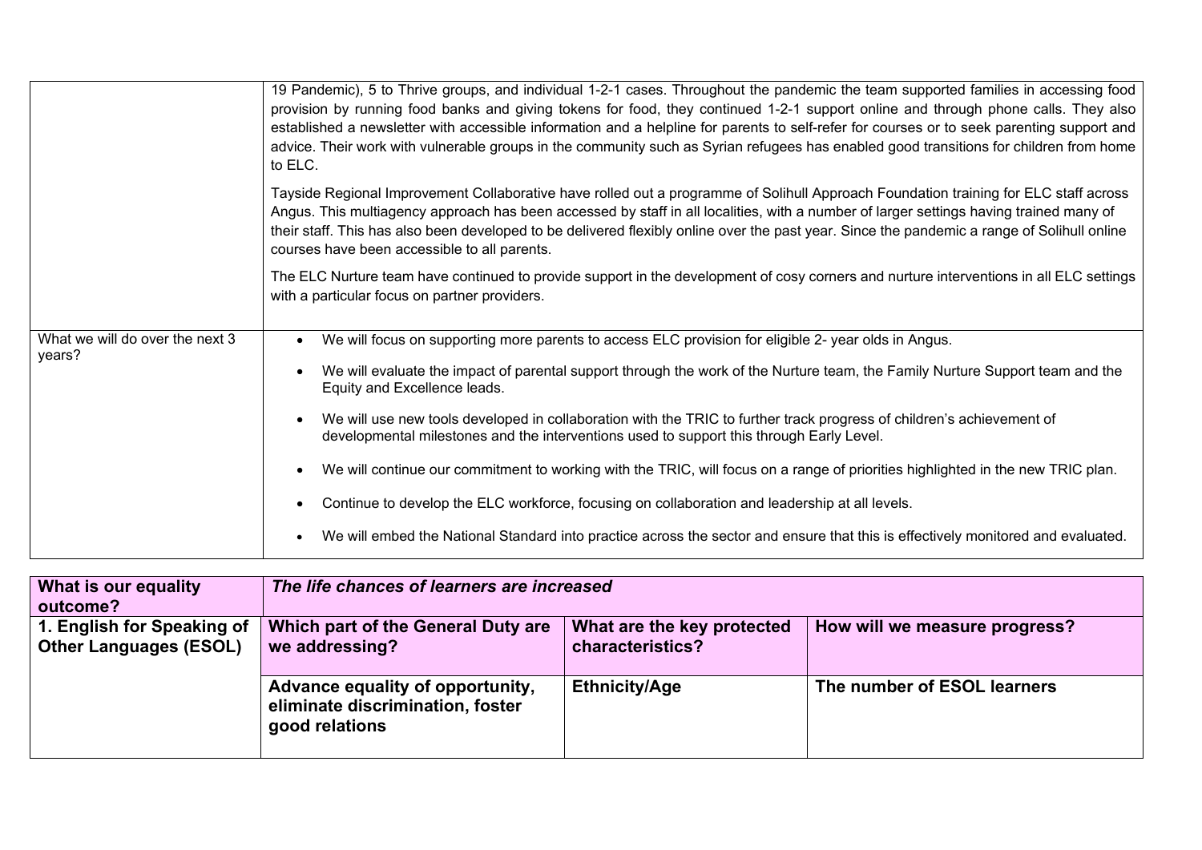| | |
|---|---|
| | 19 Pandemic), 5 to Thrive groups, and individual 1-2-1 cases. Throughout the pandemic the team supported families in accessing food provision by running food banks and giving tokens for food, they continued 1-2-1 support online and through phone calls. They also established a newsletter with accessible information and a helpline for parents to self-refer for courses or to seek parenting support and advice. Their work with vulnerable groups in the community such as Syrian refugees has enabled good transitions for children from home to ELC.<br><br>Tayside Regional Improvement Collaborative have rolled out a programme of Solihull Approach Foundation training for ELC staff across Angus. This multiagency approach has been accessed by staff in all localities, with a number of larger settings having trained many of their staff. This has also been developed to be delivered flexibly online over the past year. Since the pandemic a range of Solihull online courses have been accessible to all parents.<br><br>The ELC Nurture team have continued to provide support in the development of cosy corners and nurture interventions in all ELC settings with a particular focus on partner providers. |
| What we will do over the next 3 years? | • We will focus on supporting more parents to access ELC provision for eligible 2- year olds in Angus.<br>• We will evaluate the impact of parental support through the work of the Nurture team, the Family Nurture Support team and the Equity and Excellence leads.<br>• We will use new tools developed in collaboration with the TRIC to further track progress of children's achievement of developmental milestones and the interventions used to support this through Early Level.<br>• We will continue our commitment to working with the TRIC, will focus on a range of priorities highlighted in the new TRIC plan.<br>• Continue to develop the ELC workforce, focusing on collaboration and leadership at all levels.<br>• We will embed the National Standard into practice across the sector and ensure that this is effectively monitored and evaluated. |

| **What is our equality outcome?** | ***The life chances of learners are increased*** | | |
|---|---|---|---|
| **1. English for Speaking of Other Languages (ESOL)** | **Which part of the General Duty are we addressing?** | **What are the key protected characteristics?** | **How will we measure progress?** |
| | **Advance equality of opportunity, eliminate discrimination, foster good relations** | **Ethnicity/Age** | **The number of ESOL learners** |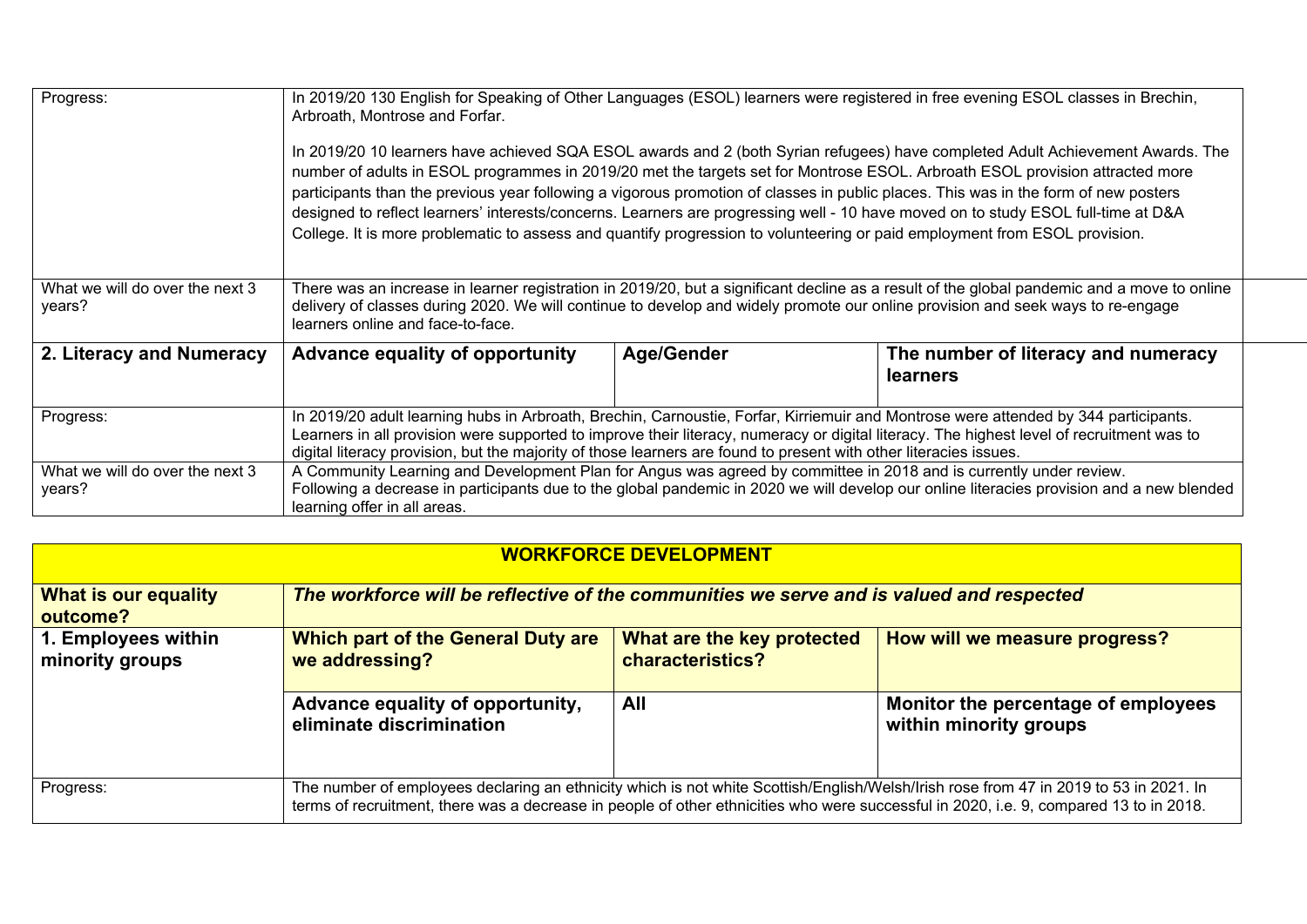| | | | |
|---|---|---|---|
| Progress: | In 2019/20 130 English for Speaking of Other Languages (ESOL) learners were registered in free evening ESOL classes in Brechin, Arbroath, Montrose and Forfar.<br><br>In 2019/20 10 learners have achieved SQA ESOL awards and 2 (both Syrian refugees) have completed Adult Achievement Awards. The number of adults in ESOL programmes in 2019/20 met the targets set for Montrose ESOL. Arbroath ESOL provision attracted more participants than the previous year following a vigorous promotion of classes in public places. This was in the form of new posters designed to reflect learners' interests/concerns. Learners are progressing well - 10 have moved on to study ESOL full-time at D&A College. It is more problematic to assess and quantify progression to volunteering or paid employment from ESOL provision. | | |
| What we will do over the next 3 years? | There was an increase in learner registration in 2019/20, but a significant decline as a result of the global pandemic and a move to online delivery of classes during 2020. We will continue to develop and widely promote our online provision and seek ways to re-engage learners online and face-to-face. | | |
| **2. Literacy and Numeracy** | **Advance equality of opportunity** | **Age/Gender** | **The number of literacy and numeracy learners** |
| Progress: | In 2019/20 adult learning hubs in Arbroath, Brechin, Carnoustie, Forfar, Kirriemuir and Montrose were attended by 344 participants. Learners in all provision were supported to improve their literacy, numeracy or digital literacy. The highest level of recruitment was to digital literacy provision, but the majority of those learners are found to present with other literacies issues. | | |
| What we will do over the next 3 years? | A Community Learning and Development Plan for Angus was agreed by committee in 2018 and is currently under review.<br>Following a decrease in participants due to the global pandemic in 2020 we will develop our online literacies provision and a new blended learning offer in all areas. | | |

| **WORKFORCE DEVELOPMENT** | | | |
|---|---|---|---|
| **What is our equality outcome?** | ***The workforce will be reflective of the communities we serve and is valued and respected*** | | |
| **1. Employees within minority groups** | **Which part of the General Duty are we addressing?** | **What are the key protected characteristics?** | **How will we measure progress?** |
| | **Advance equality of opportunity, eliminate discrimination** | **All** | **Monitor the percentage of employees within minority groups** |
| Progress: | The number of employees declaring an ethnicity which is not white Scottish/English/Welsh/Irish rose from 47 in 2019 to 53 in 2021. In terms of recruitment, there was a decrease in people of other ethnicities who were successful in 2020, i.e. 9, compared 13 to in 2018. | | |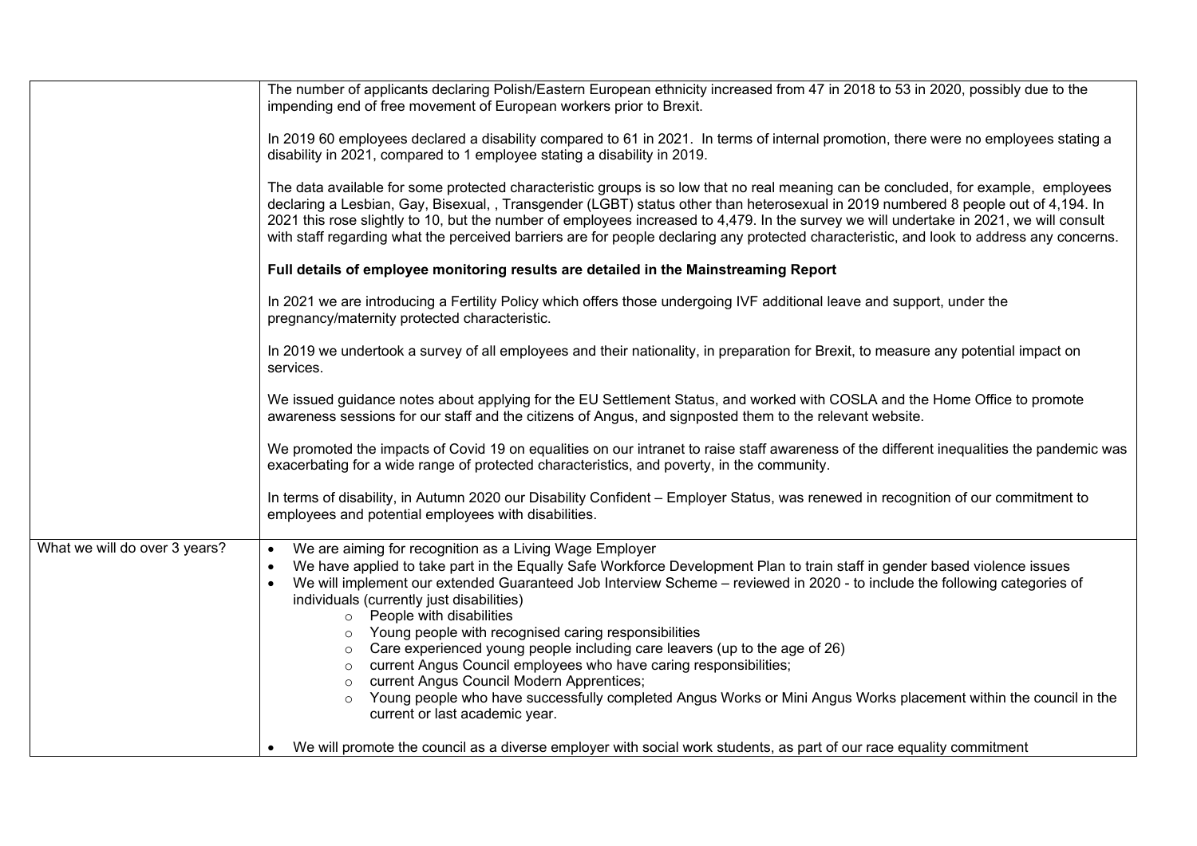| | |
|---|---|
| | The number of applicants declaring Polish/Eastern European ethnicity increased from 47 in 2018 to 53 in 2020, possibly due to the impending end of free movement of European workers prior to Brexit.<br><br>In 2019 60 employees declared a disability compared to 61 in 2021. In terms of internal promotion, there were no employees stating a disability in 2021, compared to 1 employee stating a disability in 2019.<br><br>The data available for some protected characteristic groups is so low that no real meaning can be concluded, for example, employees declaring a Lesbian, Gay, Bisexual, , Transgender (LGBT) status other than heterosexual in 2019 numbered 8 people out of 4,194. In 2021 this rose slightly to 10, but the number of employees increased to 4,479. In the survey we will undertake in 2021, we will consult with staff regarding what the perceived barriers are for people declaring any protected characteristic, and look to address any concerns.<br><br>**Full details of employee monitoring results are detailed in the Mainstreaming Report**<br><br>In 2021 we are introducing a Fertility Policy which offers those undergoing IVF additional leave and support, under the pregnancy/maternity protected characteristic.<br><br>In 2019 we undertook a survey of all employees and their nationality, in preparation for Brexit, to measure any potential impact on services.<br><br>We issued guidance notes about applying for the EU Settlement Status, and worked with COSLA and the Home Office to promote awareness sessions for our staff and the citizens of Angus, and signposted them to the relevant website.<br><br>We promoted the impacts of Covid 19 on equalities on our intranet to raise staff awareness of the different inequalities the pandemic was exacerbating for a wide range of protected characteristics, and poverty, in the community.<br><br>In terms of disability, in Autumn 2020 our Disability Confident – Employer Status, was renewed in recognition of our commitment to employees and potential employees with disabilities. |
| What we will do over 3 years? | • We are aiming for recognition as a Living Wage Employer<br>• We have applied to take part in the Equally Safe Workforce Development Plan to train staff in gender based violence issues<br>• We will implement our extended Guaranteed Job Interview Scheme – reviewed in 2020 - to include the following categories of individuals (currently just disabilities)<br>&nbsp;&nbsp;&nbsp;&nbsp;○ People with disabilities<br>&nbsp;&nbsp;&nbsp;&nbsp;○ Young people with recognised caring responsibilities<br>&nbsp;&nbsp;&nbsp;&nbsp;○ Care experienced young people including care leavers (up to the age of 26)<br>&nbsp;&nbsp;&nbsp;&nbsp;○ current Angus Council employees who have caring responsibilities;<br>&nbsp;&nbsp;&nbsp;&nbsp;○ current Angus Council Modern Apprentices;<br>&nbsp;&nbsp;&nbsp;&nbsp;○ Young people who have successfully completed Angus Works or Mini Angus Works placement within the council in the current or last academic year.<br><br>• We will promote the council as a diverse employer with social work students, as part of our race equality commitment |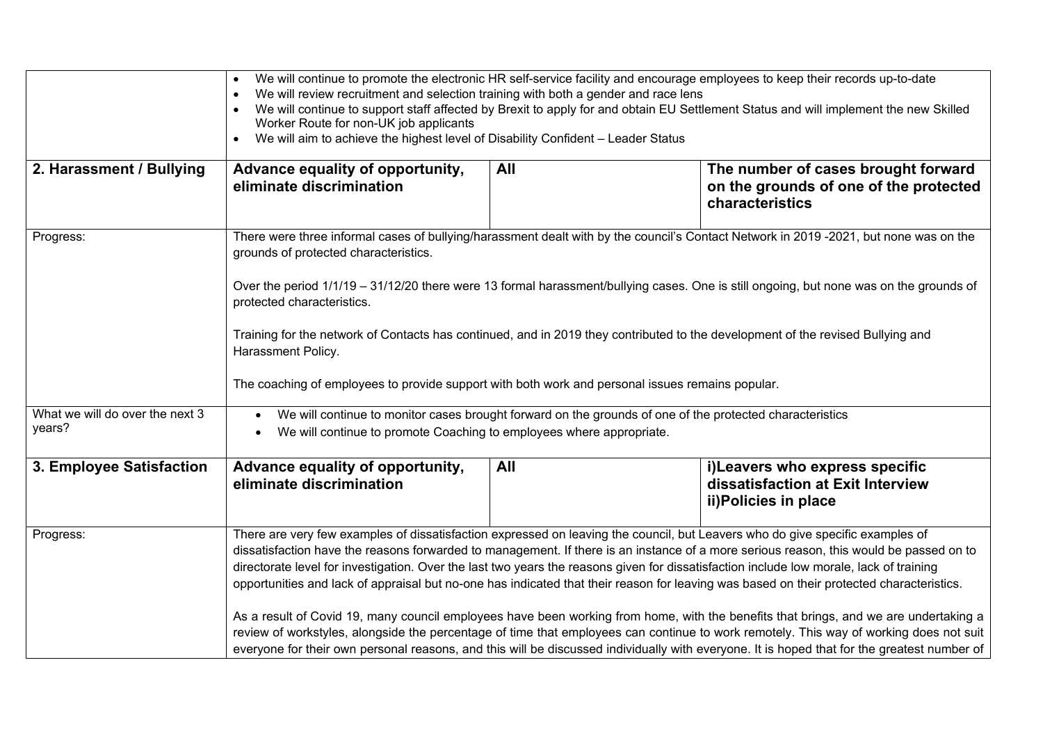| | | | |
|---|---|---|---|
| | • We will continue to promote the electronic HR self-service facility and encourage employees to keep their records up-to-date<br>• We will review recruitment and selection training with both a gender and race lens<br>• We will continue to support staff affected by Brexit to apply for and obtain EU Settlement Status and will implement the new Skilled Worker Route for non-UK job applicants<br>• We will aim to achieve the highest level of Disability Confident – Leader Status | | |
| **2. Harassment / Bullying** | **Advance equality of opportunity, eliminate discrimination** | **All** | **The number of cases brought forward on the grounds of one of the protected characteristics** |
| Progress: | There were three informal cases of bullying/harassment dealt with by the council's Contact Network in 2019 -2021, but none was on the grounds of protected characteristics.<br><br>Over the period 1/1/19 – 31/12/20 there were 13 formal harassment/bullying cases. One is still ongoing, but none was on the grounds of protected characteristics.<br><br>Training for the network of Contacts has continued, and in 2019 they contributed to the development of the revised Bullying and Harassment Policy.<br><br>The coaching of employees to provide support with both work and personal issues remains popular. | | |
| What we will do over the next 3 years? | • We will continue to monitor cases brought forward on the grounds of one of the protected characteristics<br>• We will continue to promote Coaching to employees where appropriate. | | |
| **3. Employee Satisfaction** | **Advance equality of opportunity, eliminate discrimination** | **All** | **i)Leavers who express specific dissatisfaction at Exit Interview<br>ii)Policies in place** |
| Progress: | There are very few examples of dissatisfaction expressed on leaving the council, but Leavers who do give specific examples of dissatisfaction have the reasons forwarded to management. If there is an instance of a more serious reason, this would be passed on to directorate level for investigation. Over the last two years the reasons given for dissatisfaction include low morale, lack of training opportunities and lack of appraisal but no-one has indicated that their reason for leaving was based on their protected characteristics.<br><br>As a result of Covid 19, many council employees have been working from home, with the benefits that brings, and we are undertaking a review of workstyles, alongside the percentage of time that employees can continue to work remotely. This way of working does not suit everyone for their own personal reasons, and this will be discussed individually with everyone. It is hoped that for the greatest number of | | |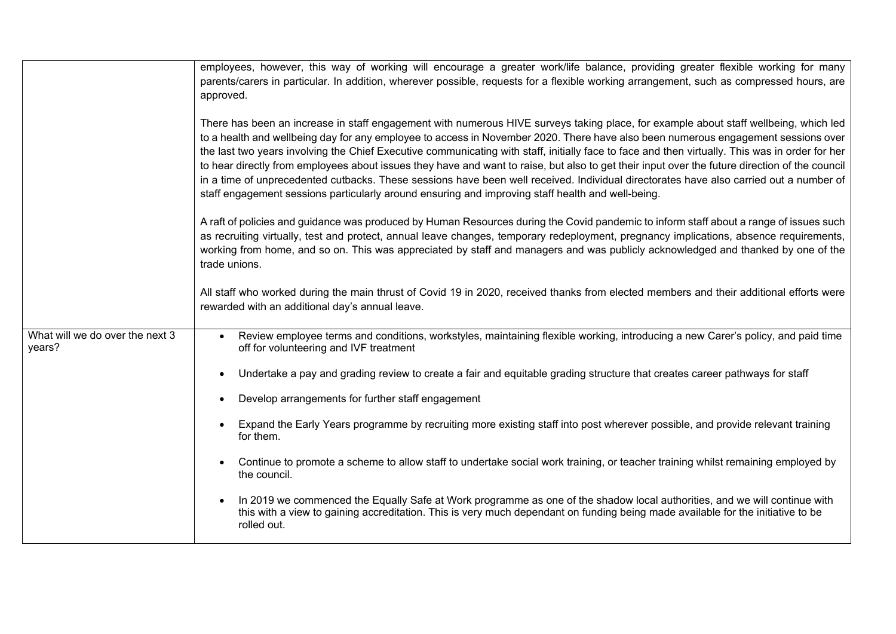| | |
|---|---|
| | employees, however, this way of working will encourage a greater work/life balance, providing greater flexible working for many parents/carers in particular. In addition, wherever possible, requests for a flexible working arrangement, such as compressed hours, are approved.<br><br>There has been an increase in staff engagement with numerous HIVE surveys taking place, for example about staff wellbeing, which led to a health and wellbeing day for any employee to access in November 2020. There have also been numerous engagement sessions over the last two years involving the Chief Executive communicating with staff, initially face to face and then virtually. This was in order for her to hear directly from employees about issues they have and want to raise, but also to get their input over the future direction of the council in a time of unprecedented cutbacks. These sessions have been well received. Individual directorates have also carried out a number of staff engagement sessions particularly around ensuring and improving staff health and well-being.<br><br>A raft of policies and guidance was produced by Human Resources during the Covid pandemic to inform staff about a range of issues such as recruiting virtually, test and protect, annual leave changes, temporary redeployment, pregnancy implications, absence requirements, working from home, and so on. This was appreciated by staff and managers and was publicly acknowledged and thanked by one of the trade unions.<br><br>All staff who worked during the main thrust of Covid 19 in 2020, received thanks from elected members and their additional efforts were rewarded with an additional day's annual leave. |
| What will we do over the next 3 years? | • Review employee terms and conditions, workstyles, maintaining flexible working, introducing a new Carer's policy, and paid time off for volunteering and IVF treatment<br><br>• Undertake a pay and grading review to create a fair and equitable grading structure that creates career pathways for staff<br><br>• Develop arrangements for further staff engagement<br><br>• Expand the Early Years programme by recruiting more existing staff into post wherever possible, and provide relevant training for them.<br><br>• Continue to promote a scheme to allow staff to undertake social work training, or teacher training whilst remaining employed by the council.<br><br>• In 2019 we commenced the Equally Safe at Work programme as one of the shadow local authorities, and we will continue with this with a view to gaining accreditation. This is very much dependant on funding being made available for the initiative to be rolled out. |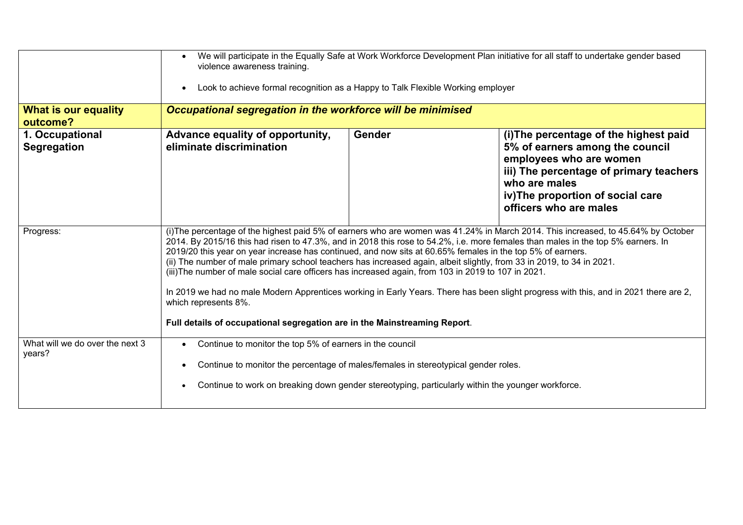| | | | |
|---|---|---|---|
| | • We will participate in the Equally Safe at Work Workforce Development Plan initiative for all staff to undertake gender based violence awareness training.<br><br>• Look to achieve formal recognition as a Happy to Talk Flexible Working employer | | |
| **What is our equality outcome?** | ***Occupational segregation in the workforce will be minimised*** | | |
| **1. Occupational Segregation** | **Advance equality of opportunity, eliminate discrimination** | **Gender** | **(i)The percentage of the highest paid 5% of earners among the council employees who are women**<br>**iii) The percentage of primary teachers who are males**<br>**iv)The proportion of social care officers who are males** |
| Progress: | (i)The percentage of the highest paid 5% of earners who are women was 41.24% in March 2014. This increased, to 45.64% by October 2014. By 2015/16 this had risen to 47.3%, and in 2018 this rose to 54.2%, i.e. more females than males in the top 5% earners. In 2019/20 this year on year increase has continued, and now sits at 60.65% females in the top 5% of earners.<br>(ii) The number of male primary school teachers has increased again, albeit slightly, from 33 in 2019, to 34 in 2021.<br>(iii)The number of male social care officers has increased again, from 103 in 2019 to 107 in 2021.<br><br>In 2019 we had no male Modern Apprentices working in Early Years. There has been slight progress with this, and in 2021 there are 2, which represents 8%.<br><br>**Full details of occupational segregation are in the Mainstreaming Report**. | | |
| What will we do over the next 3 years? | • Continue to monitor the top 5% of earners in the council<br><br>• Continue to monitor the percentage of males/females in stereotypical gender roles.<br><br>• Continue to work on breaking down gender stereotyping, particularly within the younger workforce. | | |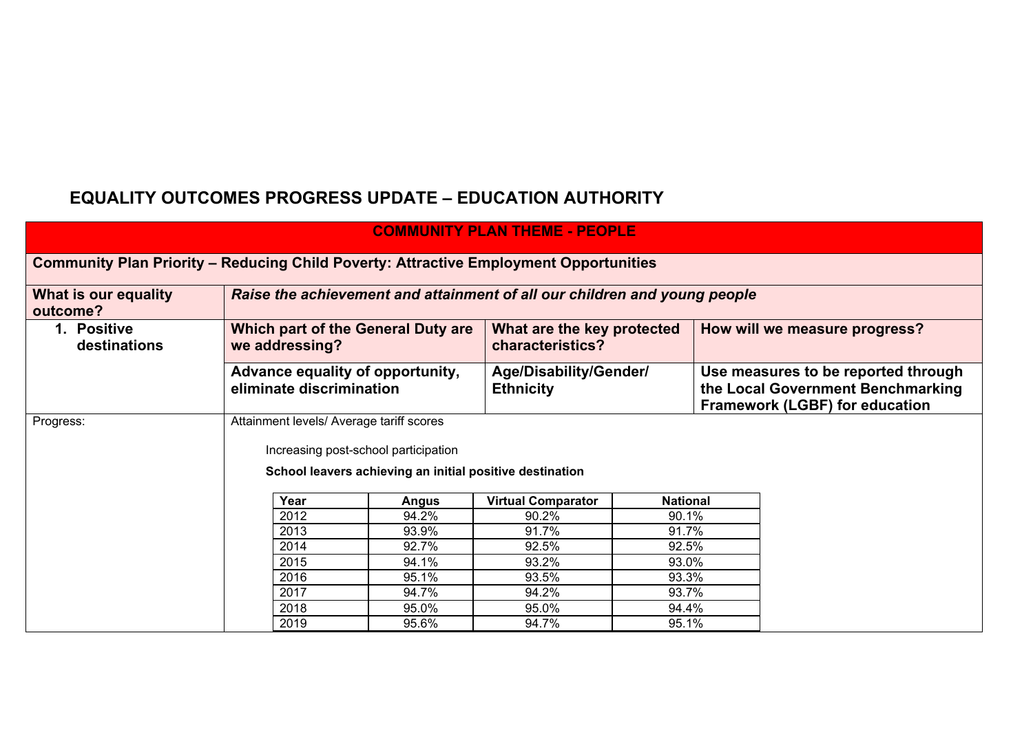# EQUALITY OUTCOMES PROGRESS UPDATE – EDUCATION AUTHORITY

| COMMUNITY PLAN THEME - PEOPLE | | | |
|---|---|---|---|
| **Community Plan Priority – Reducing Child Poverty: Attractive Employment Opportunities** | | | |
| **What is our equality outcome?** | ***Raise the achievement and attainment of all our children and young people*** | | |
| **1. Positive destinations** | **Which part of the General Duty are we addressing?** | **What are the key protected characteristics?** | **How will we measure progress?** |
| | **Advance equality of opportunity, eliminate discrimination** | **Age/Disability/Gender/ Ethnicity** | **Use measures to be reported through the Local Government Benchmarking Framework (LGBF) for education** |
| Progress: | Attainment levels/ Average tariff scores | | |

Increasing post-school participation

**School leavers achieving an initial positive destination**

| Year | Angus | Virtual Comparator | National |
|---|---|---|---|
| 2012 | 94.2% | 90.2% | 90.1% |
| 2013 | 93.9% | 91.7% | 91.7% |
| 2014 | 92.7% | 92.5% | 92.5% |
| 2015 | 94.1% | 93.2% | 93.0% |
| 2016 | 95.1% | 93.5% | 93.3% |
| 2017 | 94.7% | 94.2% | 93.7% |
| 2018 | 95.0% | 95.0% | 94.4% |
| 2019 | 95.6% | 94.7% | 95.1% |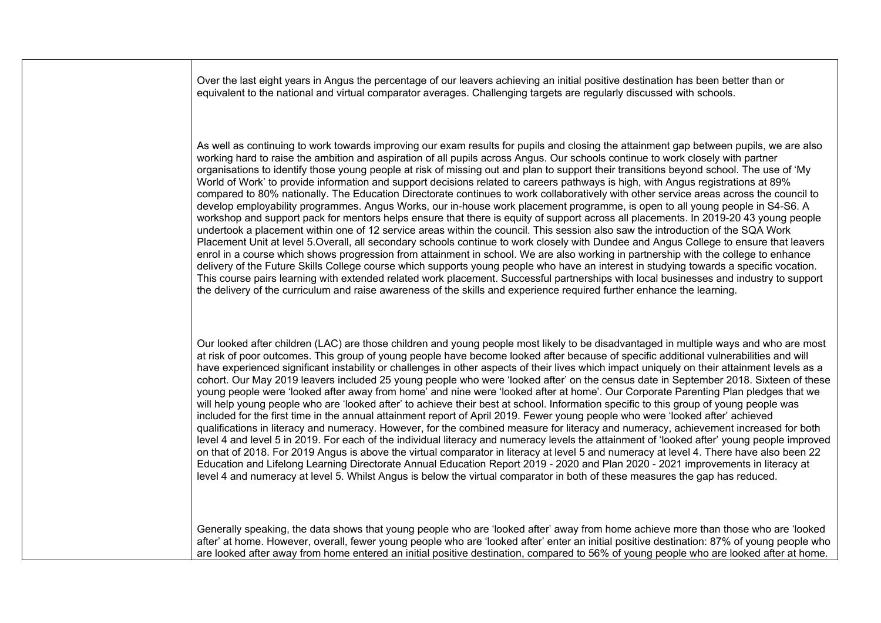Over the last eight years in Angus the percentage of our leavers achieving an initial positive destination has been better than or equivalent to the national and virtual comparator averages. Challenging targets are regularly discussed with schools.

As well as continuing to work towards improving our exam results for pupils and closing the attainment gap between pupils, we are also working hard to raise the ambition and aspiration of all pupils across Angus. Our schools continue to work closely with partner organisations to identify those young people at risk of missing out and plan to support their transitions beyond school. The use of 'My World of Work' to provide information and support decisions related to careers pathways is high, with Angus registrations at 89% compared to 80% nationally. The Education Directorate continues to work collaboratively with other service areas across the council to develop employability programmes. Angus Works, our in-house work placement programme, is open to all young people in S4-S6. A workshop and support pack for mentors helps ensure that there is equity of support across all placements. In 2019-20 43 young people undertook a placement within one of 12 service areas within the council. This session also saw the introduction of the SQA Work Placement Unit at level 5.Overall, all secondary schools continue to work closely with Dundee and Angus College to ensure that leavers enrol in a course which shows progression from attainment in school. We are also working in partnership with the college to enhance delivery of the Future Skills College course which supports young people who have an interest in studying towards a specific vocation. This course pairs learning with extended related work placement. Successful partnerships with local businesses and industry to support the delivery of the curriculum and raise awareness of the skills and experience required further enhance the learning.

Our looked after children (LAC) are those children and young people most likely to be disadvantaged in multiple ways and who are most at risk of poor outcomes. This group of young people have become looked after because of specific additional vulnerabilities and will have experienced significant instability or challenges in other aspects of their lives which impact uniquely on their attainment levels as a cohort. Our May 2019 leavers included 25 young people who were 'looked after' on the census date in September 2018. Sixteen of these young people were 'looked after away from home' and nine were 'looked after at home'. Our Corporate Parenting Plan pledges that we will help young people who are 'looked after' to achieve their best at school. Information specific to this group of young people was included for the first time in the annual attainment report of April 2019. Fewer young people who were 'looked after' achieved qualifications in literacy and numeracy. However, for the combined measure for literacy and numeracy, achievement increased for both level 4 and level 5 in 2019. For each of the individual literacy and numeracy levels the attainment of 'looked after' young people improved on that of 2018. For 2019 Angus is above the virtual comparator in literacy at level 5 and numeracy at level 4. There have also been improvements in literacy at level 4 and numeracy at level 5. Whilst Angus is below the virtual comparator in both of these measures the gap has reduced.

Generally speaking, the data shows that young people who are 'looked after' away from home achieve more than those who are 'looked after' at home. However, overall, fewer young people who are 'looked after' enter an initial positive destination: 87% of young people who are looked after away from home entered an initial positive destination, compared to 56% of young people who are looked after at home.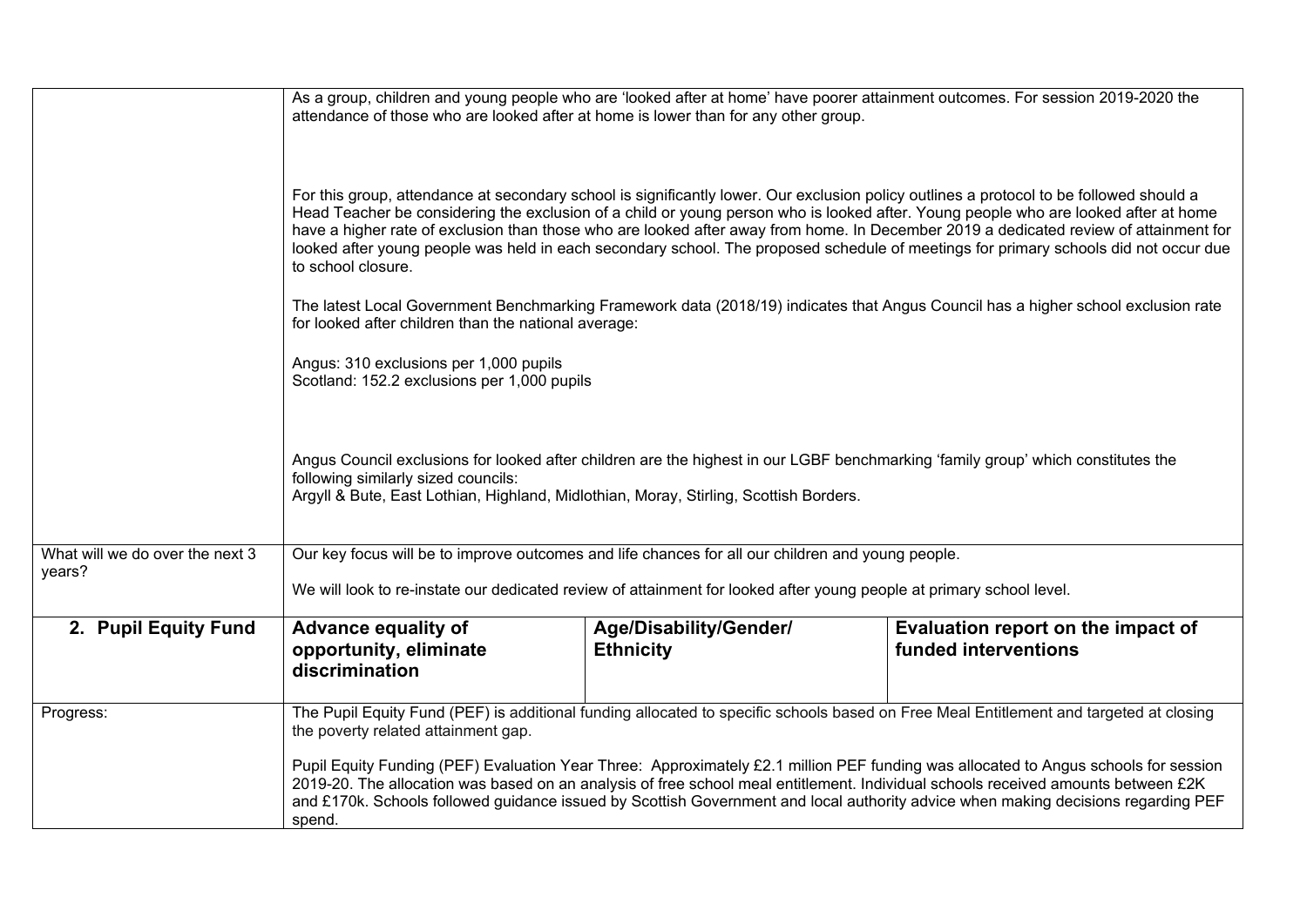| | | | |
|---|---|---|---|
| | As a group, children and young people who are 'looked after at home' have poorer attainment outcomes. For session 2019-2020 the attendance of those who are looked after at home is lower than for any other group.<br><br>For this group, attendance at secondary school is significantly lower. Our exclusion policy outlines a protocol to be followed should a Head Teacher be considering the exclusion of a child or young person who is looked after. Young people who are looked after at home have a higher rate of exclusion than those who are looked after away from home. In December 2019 a dedicated review of attainment for looked after young people was held in each secondary school. The proposed schedule of meetings for primary schools did not occur due to school closure.<br><br>The latest Local Government Benchmarking Framework data (2018/19) indicates that Angus Council has a higher school exclusion rate for looked after children than the national average:<br><br>Angus: 310 exclusions per 1,000 pupils<br>Scotland: 152.2 exclusions per 1,000 pupils<br><br>Angus Council exclusions for looked after children are the highest in our LGBF benchmarking 'family group' which constitutes the following similarly sized councils:<br>Argyll & Bute, East Lothian, Highland, Midlothian, Moray, Stirling, Scottish Borders. | | |
| What will we do over the next 3 years? | Our key focus will be to improve outcomes and life chances for all our children and young people.<br><br>We will look to re-instate our dedicated review of attainment for looked after young people at primary school level. | | |
| **2. Pupil Equity Fund** | **Advance equality of opportunity, eliminate discrimination** | **Age/Disability/Gender/ Ethnicity** | **Evaluation report on the impact of funded interventions** |
| Progress: | The Pupil Equity Fund (PEF) is additional funding allocated to specific schools based on Free Meal Entitlement and targeted at closing the poverty related attainment gap.<br><br>Pupil Equity Funding (PEF) Evaluation Year Three: Approximately £2.1 million PEF funding was allocated to Angus schools for session 2019-20. The allocation was based on an analysis of free school meal entitlement. Individual schools received amounts between £2K and £170k. Schools followed guidance issued by Scottish Government and local authority advice when making decisions regarding PEF spend. | | |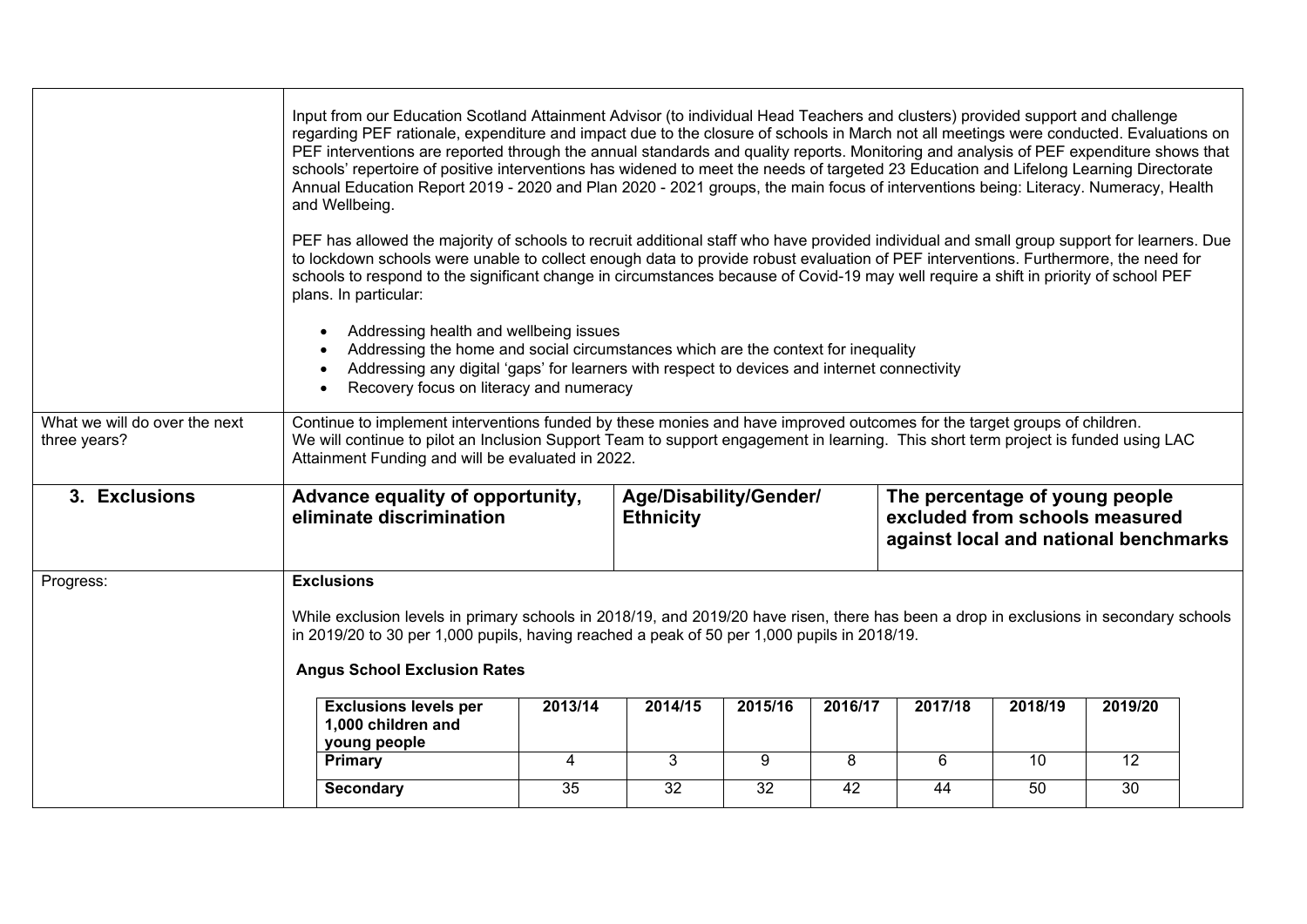| | |
|---|---|
| | Input from our Education Scotland Attainment Advisor (to individual Head Teachers and clusters) provided support and challenge regarding PEF rationale, expenditure and impact due to the closure of schools in March not all meetings were conducted. Evaluations on PEF interventions are reported through the annual standards and quality reports. Monitoring and analysis of PEF expenditure shows that schools' repertoire of positive interventions has widened to meet the needs of targeted 23 Education and Lifelong Learning Directorate Annual Education Report 2019 - 2020 and Plan 2020 - 2021 groups, the main focus of interventions being: Literacy. Numeracy, Health and Wellbeing.<br><br>PEF has allowed the majority of schools to recruit additional staff who have provided individual and small group support for learners. Due to lockdown schools were unable to collect enough data to provide robust evaluation of PEF interventions. Furthermore, the need for schools to respond to the significant change in circumstances because of Covid-19 may well require a shift in priority of school PEF plans. In particular:<br><br>• Addressing health and wellbeing issues<br>• Addressing the home and social circumstances which are the context for inequality<br>• Addressing any digital 'gaps' for learners with respect to devices and internet connectivity<br>• Recovery focus on literacy and numeracy |
| What we will do over the next three years? | Continue to implement interventions funded by these monies and have improved outcomes for the target groups of children.<br>We will continue to pilot an Inclusion Support Team to support engagement in learning. This short term project is funded using LAC Attainment Funding and will be evaluated in 2022. |

| **3. Exclusions** | **Advance equality of opportunity, eliminate discrimination** | **Age/Disability/Gender/ Ethnicity** | **The percentage of young people excluded from schools measured against local and national benchmarks** |
|---|---|---|---|

**Progress:**

**Exclusions**

While exclusion levels in primary schools in 2018/19, and 2019/20 have risen, there has been a drop in exclusions in secondary schools in 2019/20 to 30 per 1,000 pupils, having reached a peak of 50 per 1,000 pupils in 2018/19.

**Angus School Exclusion Rates**

| Exclusions levels per 1,000 children and young people | 2013/14 | 2014/15 | 2015/16 | 2016/17 | 2017/18 | 2018/19 | 2019/20 |
|---|---|---|---|---|---|---|---|
| **Primary** | 4 | 3 | 9 | 8 | 6 | 10 | 12 |
| **Secondary** | 35 | 32 | 32 | 42 | 44 | 50 | 30 |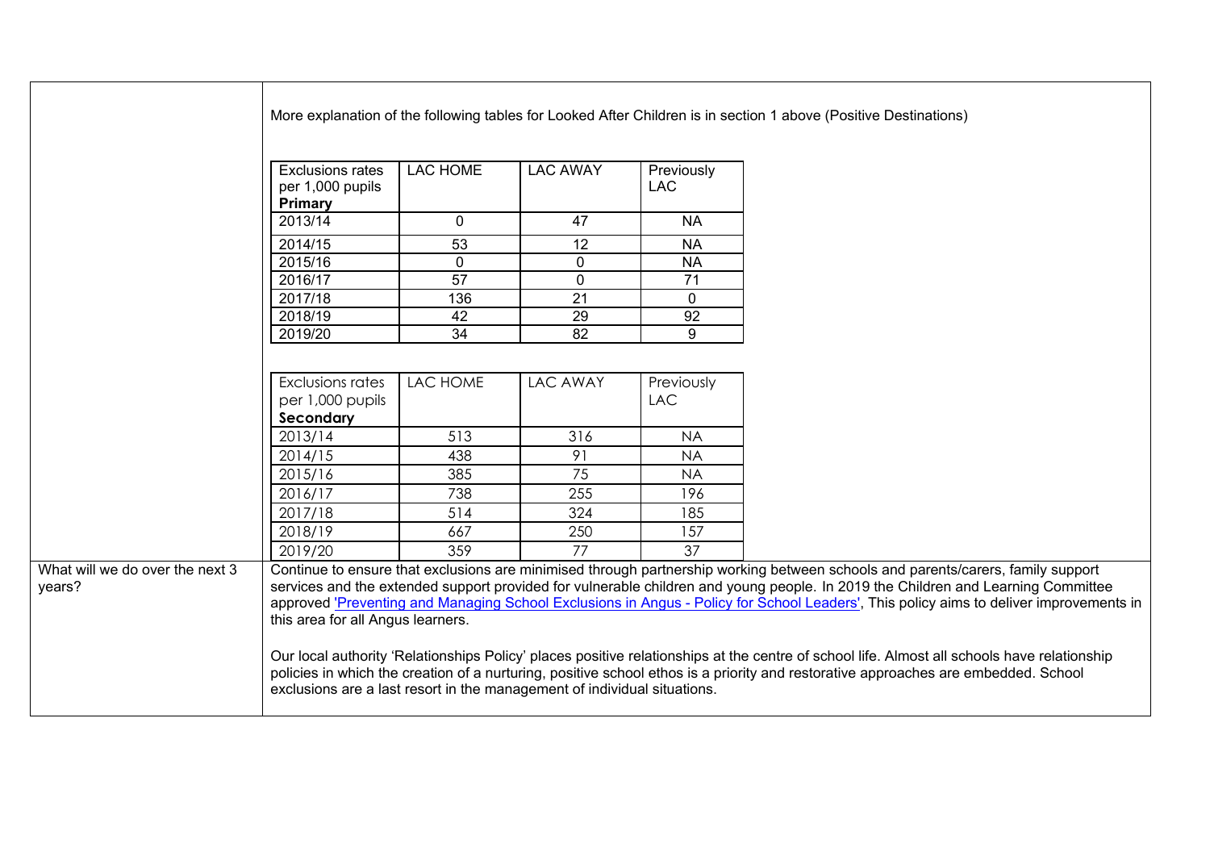| | |
|---|---|
| | More explanation of the following tables for Looked After Children is in section 1 above (Positive Destinations) |

| Exclusions rates per 1,000 pupils **Primary** | LAC HOME | LAC AWAY | Previously LAC |
|---|---|---|---|
| 2013/14 | 0 | 47 | NA |
| 2014/15 | 53 | 12 | NA |
| 2015/16 | 0 | 0 | NA |
| 2016/17 | 57 | 0 | 71 |
| 2017/18 | 136 | 21 | 0 |
| 2018/19 | 42 | 29 | 92 |
| 2019/20 | 34 | 82 | 9 |

| Exclusions rates per 1,000 pupils **Secondary** | LAC HOME | LAC AWAY | Previously LAC |
|---|---|---|---|
| 2013/14 | 513 | 316 | NA |
| 2014/15 | 438 | 91 | NA |
| 2015/16 | 385 | 75 | NA |
| 2016/17 | 738 | 255 | 196 |
| 2017/18 | 514 | 324 | 185 |
| 2018/19 | 667 | 250 | 157 |
| 2019/20 | 359 | 77 | 37 |

**What will we do over the next 3 years?**

Continue to ensure that exclusions are minimised through partnership working between schools and parents/carers, family support services and the extended support provided for vulnerable children and young people. In 2019 the Children and Learning Committee approved 'Preventing and Managing School Exclusions in Angus - Policy for School Leaders', This policy aims to deliver improvements in this area for all Angus learners.

Our local authority 'Relationships Policy' places positive relationships at the centre of school life. Almost all schools have relationship policies in which the creation of a nurturing, positive school ethos is a priority and restorative approaches are embedded. School exclusions are a last resort in the management of individual situations.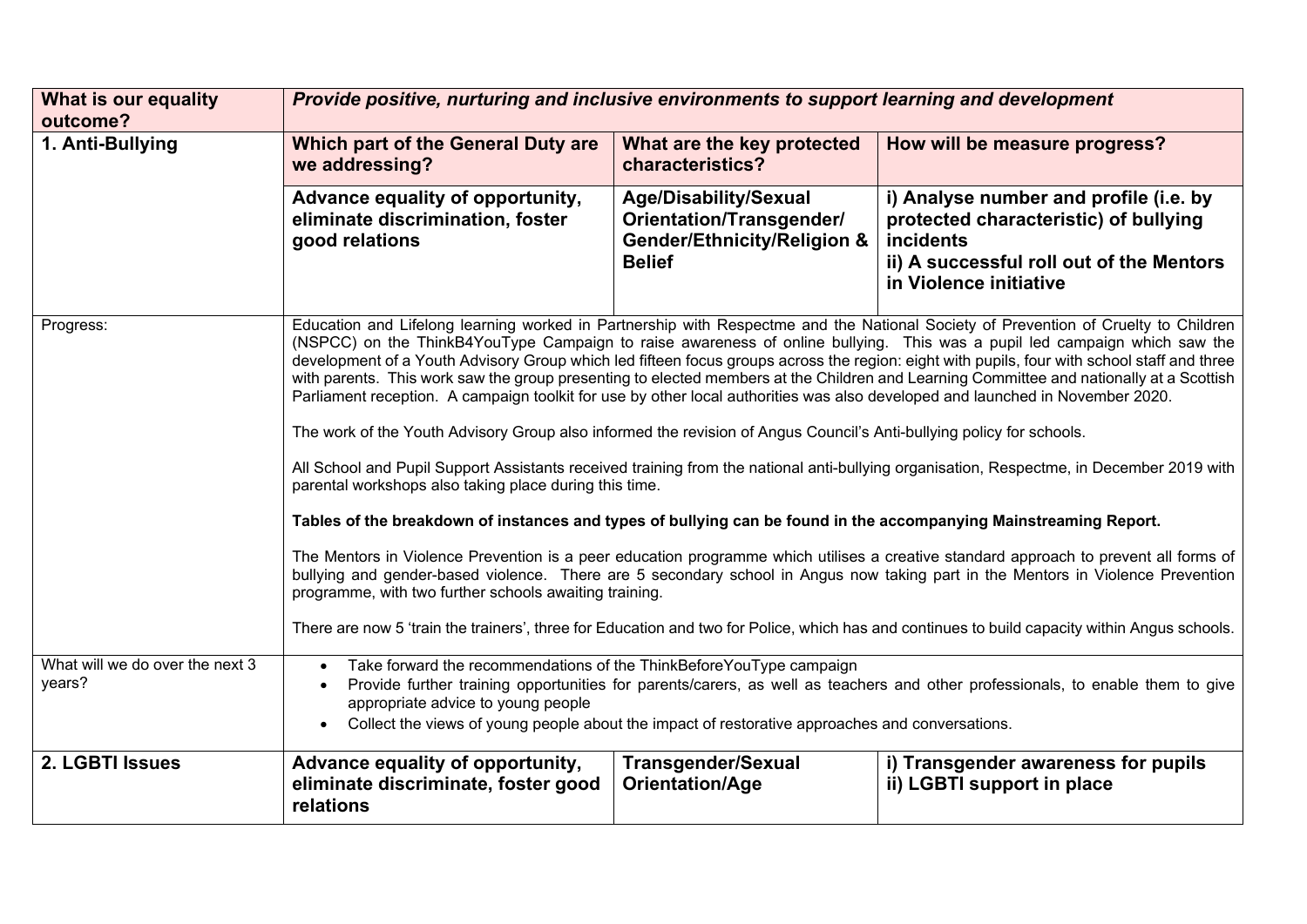| **What is our equality outcome?** | ***Provide positive, nurturing and inclusive environments to support learning and development*** | | |
|---|---|---|---|
| **1. Anti-Bullying** | **Which part of the General Duty are we addressing?** | **What are the key protected characteristics?** | **How will be measure progress?** |
| | **Advance equality of opportunity, eliminate discrimination, foster good relations** | **Age/Disability/Sexual Orientation/Transgender/ Gender/Ethnicity/Religion & Belief** | **i) Analyse number and profile (i.e. by protected characteristic) of bullying incidents<br>ii) A successful roll out of the Mentors in Violence initiative** |
| Progress: | Education and Lifelong learning worked in Partnership with Respectme and the National Society of Prevention of Cruelty to Children (NSPCC) on the ThinkB4YouType Campaign to raise awareness of online bullying. This was a pupil led campaign which saw the development of a Youth Advisory Group which led fifteen focus groups across the region: eight with pupils, four with school staff and three with parents. This work saw the group presenting to elected members at the Children and Learning Committee and nationally at a Scottish Parliament reception. A campaign toolkit for use by other local authorities was also developed and launched in November 2020.<br><br>The work of the Youth Advisory Group also informed the revision of Angus Council's Anti-bullying policy for schools.<br><br>All School and Pupil Support Assistants received training from the national anti-bullying organisation, Respectme, in December 2019 with parental workshops also taking place during this time.<br><br>**Tables of the breakdown of instances and types of bullying can be found in the accompanying Mainstreaming Report.**<br><br>The Mentors in Violence Prevention is a peer education programme which utilises a creative standard approach to prevent all forms of bullying and gender-based violence. There are 5 secondary school in Angus now taking part in the Mentors in Violence Prevention programme, with two further schools awaiting training.<br><br>There are now 5 'train the trainers', three for Education and two for Police, which has and continues to build capacity within Angus schools. | | |
| What will we do over the next 3 years? | • Take forward the recommendations of the ThinkBeforeYouType campaign<br>• Provide further training opportunities for parents/carers, as well as teachers and other professionals, to enable them to give appropriate advice to young people<br>• Collect the views of young people about the impact of restorative approaches and conversations. | | |
| **2. LGBTI Issues** | **Advance equality of opportunity, eliminate discriminate, foster good relations** | **Transgender/Sexual Orientation/Age** | **i) Transgender awareness for pupils<br>ii) LGBTI support in place** |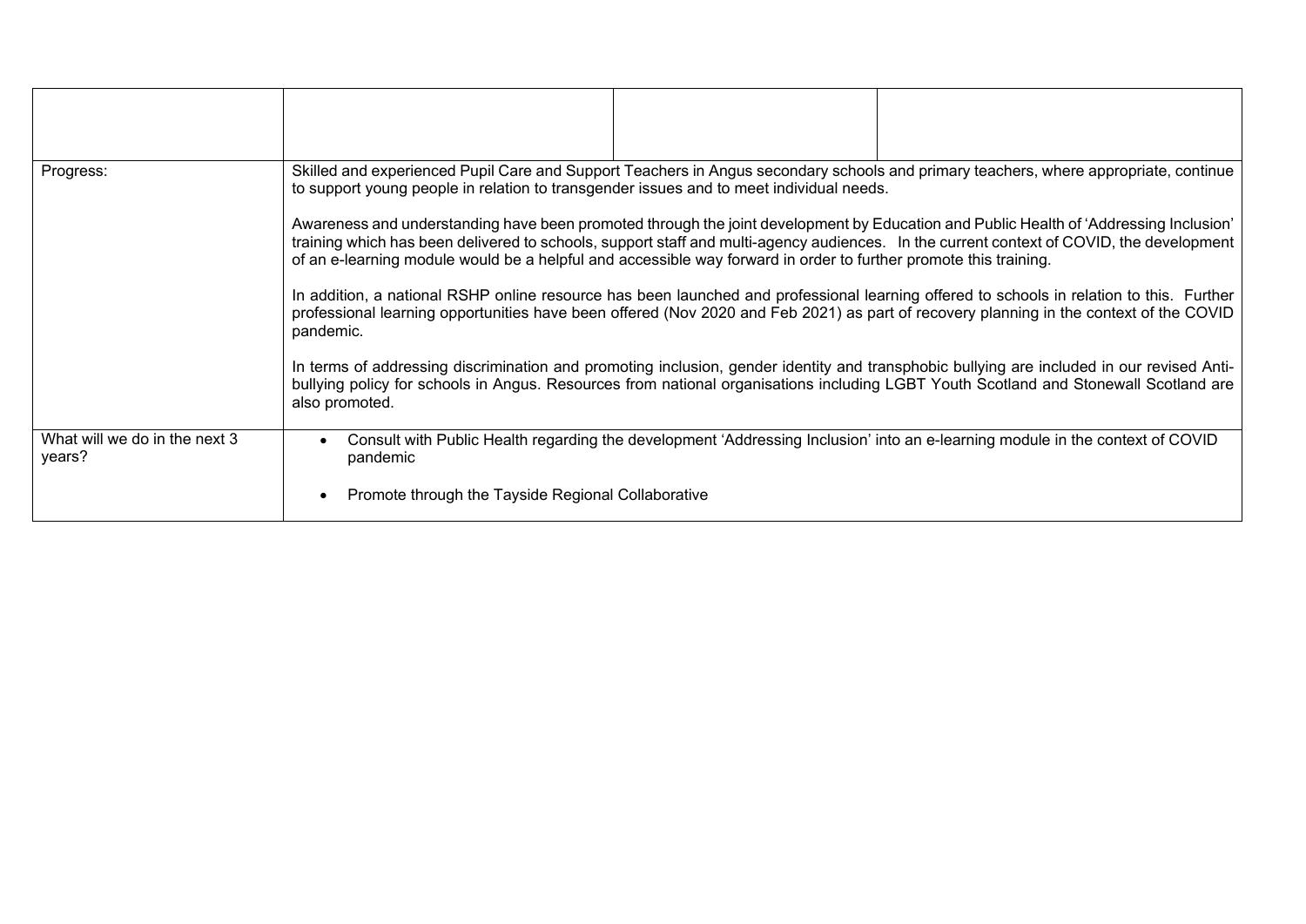| | | | |
|---|---|---|---|
| | | | |
| Progress: | Skilled and experienced Pupil Care and Support Teachers in Angus secondary schools and primary teachers, where appropriate, continue to support young people in relation to transgender issues and to meet individual needs.<br><br>Awareness and understanding have been promoted through the joint development by Education and Public Health of 'Addressing Inclusion' training which has been delivered to schools, support staff and multi-agency audiences. In the current context of COVID, the development of an e-learning module would be a helpful and accessible way forward in order to further promote this training.<br><br>In addition, a national RSHP online resource has been launched and professional learning offered to schools in relation to this. Further professional learning opportunities have been offered (Nov 2020 and Feb 2021) as part of recovery planning in the context of the COVID pandemic.<br><br>In terms of addressing discrimination and promoting inclusion, gender identity and transphobic bullying are included in our revised Anti-bullying policy for schools in Angus. Resources from national organisations including LGBT Youth Scotland and Stonewall Scotland are also promoted. | | |
| What will we do in the next 3 years? | • Consult with Public Health regarding the development 'Addressing Inclusion' into an e-learning module in the context of COVID pandemic<br><br>• Promote through the Tayside Regional Collaborative | | |